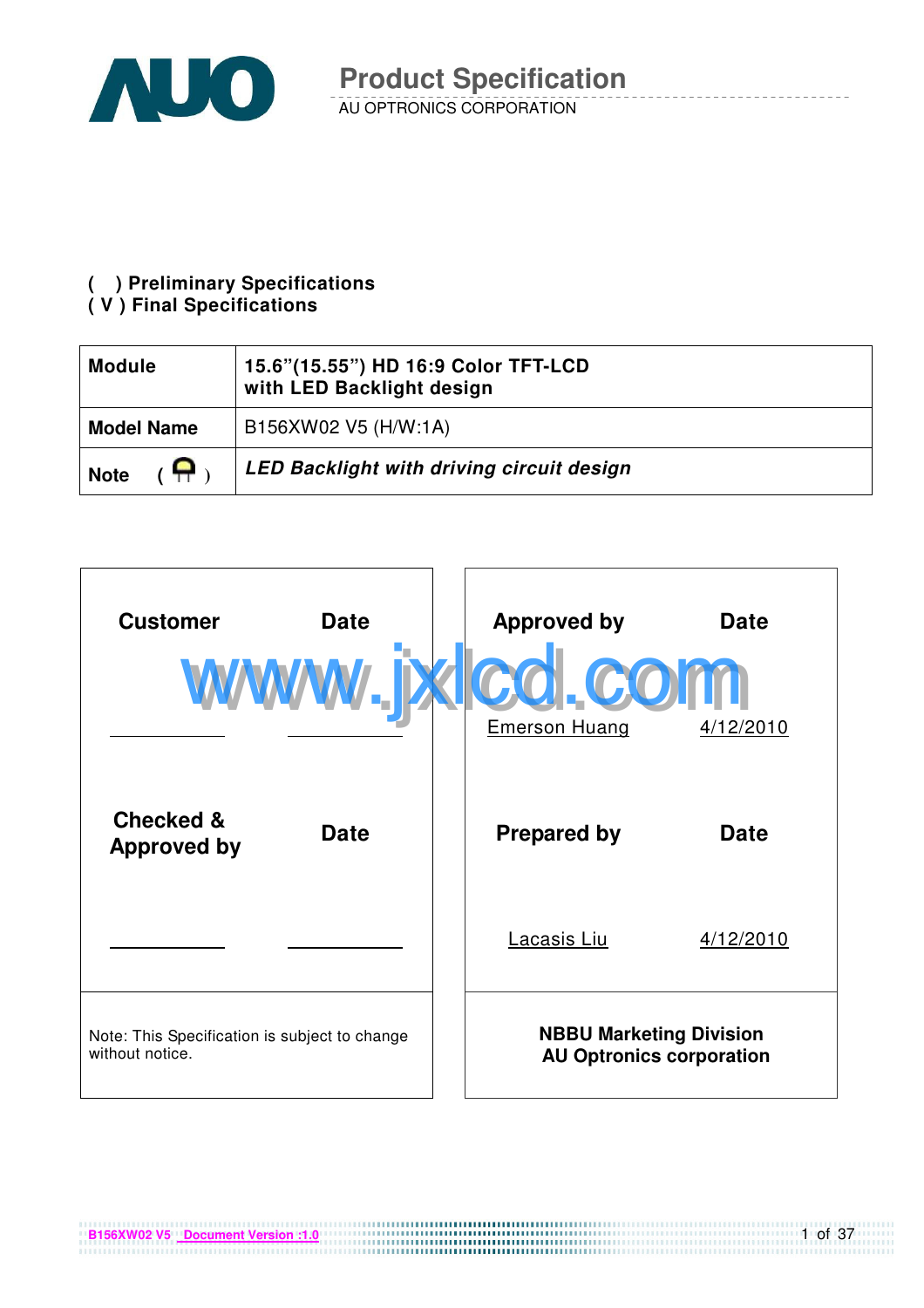# Product Specification

AU OPTRONICS CORPORATION

( ) **Preliminary Specifications**
( V ) **Final Specifications**

| **Module** | **15.6"(15.55") HD 16:9 Color TFT-LCD with LED Backlight design** |
|---|---|
| **Model Name** | B156XW02 V5 (H/W:1A) |
| **Note** | ***LED Backlight with driving circuit design*** |

| **Customer** | **Date** |
|---|---|
| | |
| **Checked & Approved by** | **Date** |
| | |

Note: This Specification is subject to change without notice.

| **Approved by** | **Date** |
|---|---|
| Emerson Huang | 4/12/2010 |
| **Prepared by** | **Date** |
| Lacasis Liu | 4/12/2010 |

**NBBU Marketing Division**
**AU Optronics corporation**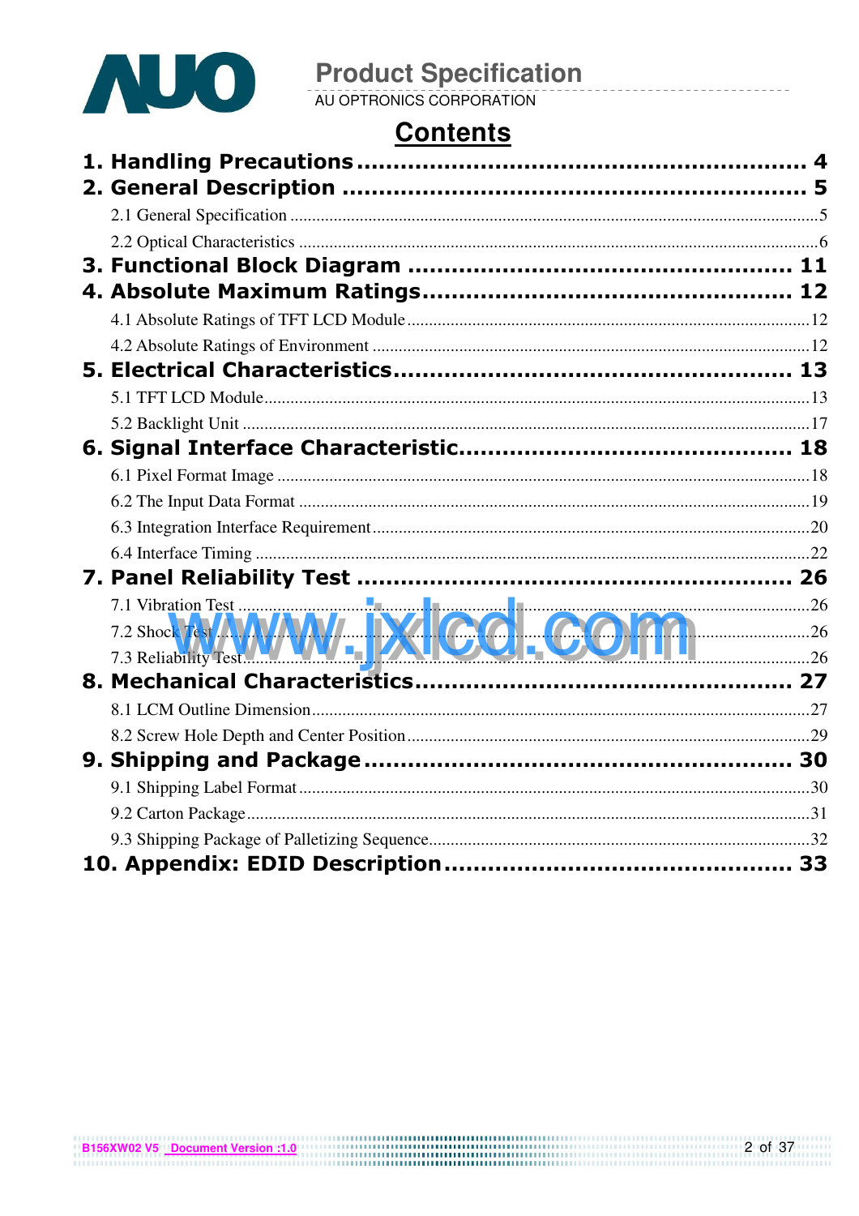# Contents

**1. Handling Precautions** .................................................... 4

**2. General Description** .................................................... 5

- 2.1 General Specification .................................................... 5
- 2.2 Optical Characteristics .................................................... 6

**3. Functional Block Diagram** .................................................... 11

**4. Absolute Maximum Ratings** .................................................... 12

- 4.1 Absolute Ratings of TFT LCD Module .................................................... 12
- 4.2 Absolute Ratings of Environment .................................................... 12

**5. Electrical Characteristics** .................................................... 13

- 5.1 TFT LCD Module .................................................... 13
- 5.2 Backlight Unit .................................................... 17

**6. Signal Interface Characteristic** .................................................... 18

- 6.1 Pixel Format Image .................................................... 18
- 6.2 The Input Data Format .................................................... 19
- 6.3 Integration Interface Requirement .................................................... 20
- 6.4 Interface Timing .................................................... 22

**7. Panel Reliability Test** .................................................... 26

- 7.1 Vibration Test .................................................... 26
- 7.2 Shock Test .................................................... 26
- 7.3 Reliability Test .................................................... 26

**8. Mechanical Characteristics** .................................................... 27

- 8.1 LCM Outline Dimension .................................................... 27
- 8.2 Screw Hole Depth and Center Position .................................................... 29

**9. Shipping and Package** .................................................... 30

- 9.1 Shipping Label Format .................................................... 30
- 9.2 Carton Package .................................................... 31
- 9.3 Shipping Package of Palletizing Sequence .................................................... 32

**10. Appendix: EDID Description** .................................................... 33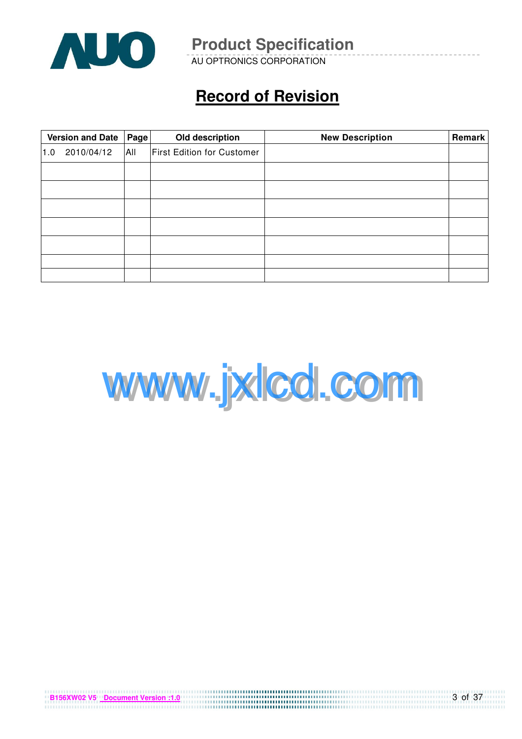# Record of Revision

| Version and Date | Page | Old description | New Description | Remark |
|---|---|---|---|---|
| 1.0 2010/04/12 | All | First Edition for Customer | | |
| | | | | |
| | | | | |
| | | | | |
| | | | | |
| | | | | |
| | | | | |
| | | | | |

www.jxlcd.com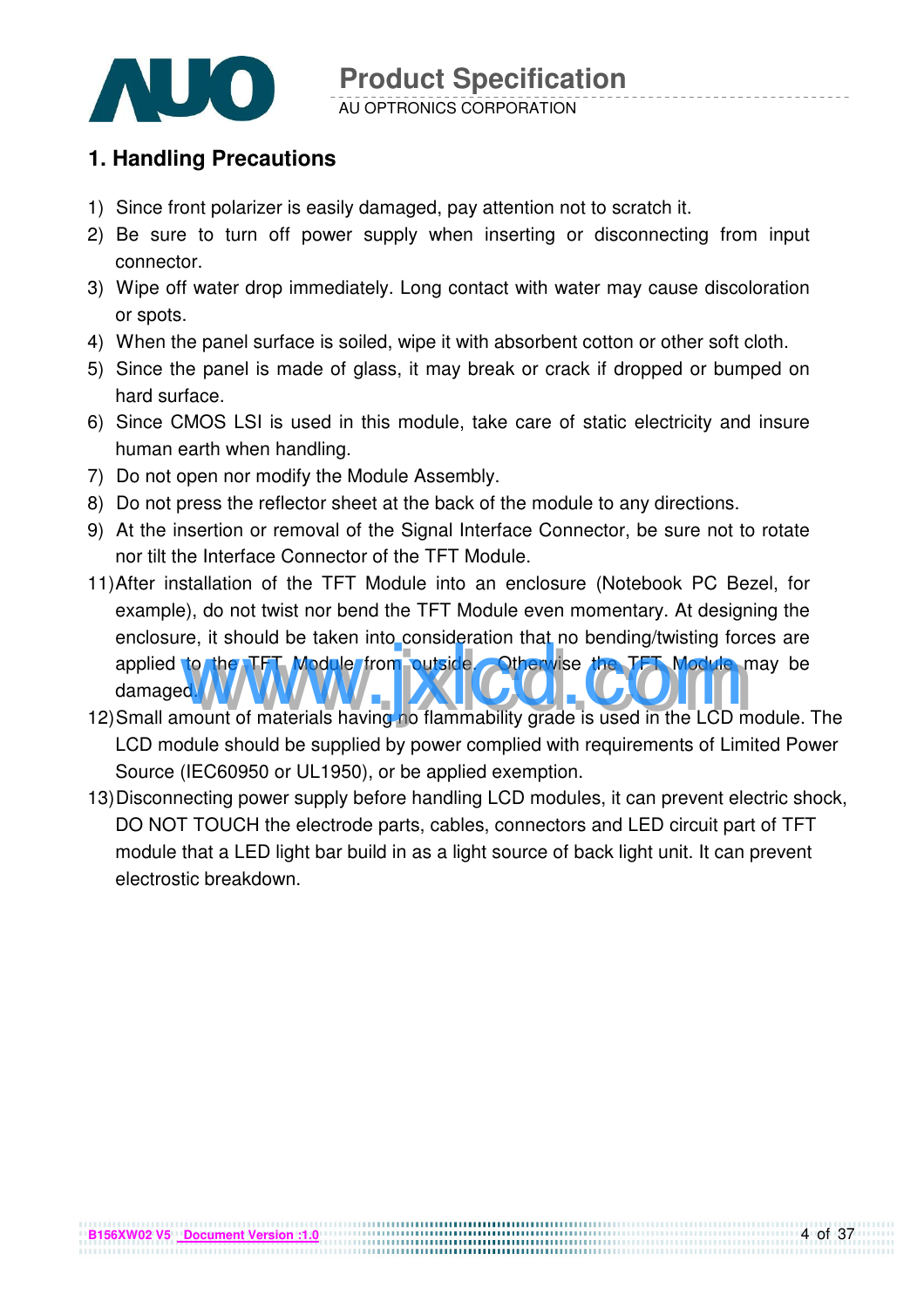## 1. Handling Precautions

1) Since front polarizer is easily damaged, pay attention not to scratch it.
2) Be sure to turn off power supply when inserting or disconnecting from input connector.
3) Wipe off water drop immediately. Long contact with water may cause discoloration or spots.
4) When the panel surface is soiled, wipe it with absorbent cotton or other soft cloth.
5) Since the panel is made of glass, it may break or crack if dropped or bumped on hard surface.
6) Since CMOS LSI is used in this module, take care of static electricity and insure human earth when handling.
7) Do not open nor modify the Module Assembly.
8) Do not press the reflector sheet at the back of the module to any directions.
9) At the insertion or removal of the Signal Interface Connector, be sure not to rotate nor tilt the Interface Connector of the TFT Module.

11) After installation of the TFT Module into an enclosure (Notebook PC Bezel, for example), do not twist nor bend the TFT Module even momentary. At designing the enclosure, it should be taken into consideration that no bending/twisting forces are applied to the TFT Module from outside. Otherwise the TFT Module may be damaged.
12) Small amount of materials having no flammability grade is used in the LCD module. The LCD module should be supplied by power complied with requirements of Limited Power Source (IEC60950 or UL1950), or be applied exemption.
13) Disconnecting power supply before handling LCD modules, it can prevent electric shock, DO NOT TOUCH the electrode parts, cables, connectors and LED circuit part of TFT module that a LED light bar build in as a light source of back light unit. It can prevent electrostic breakdown.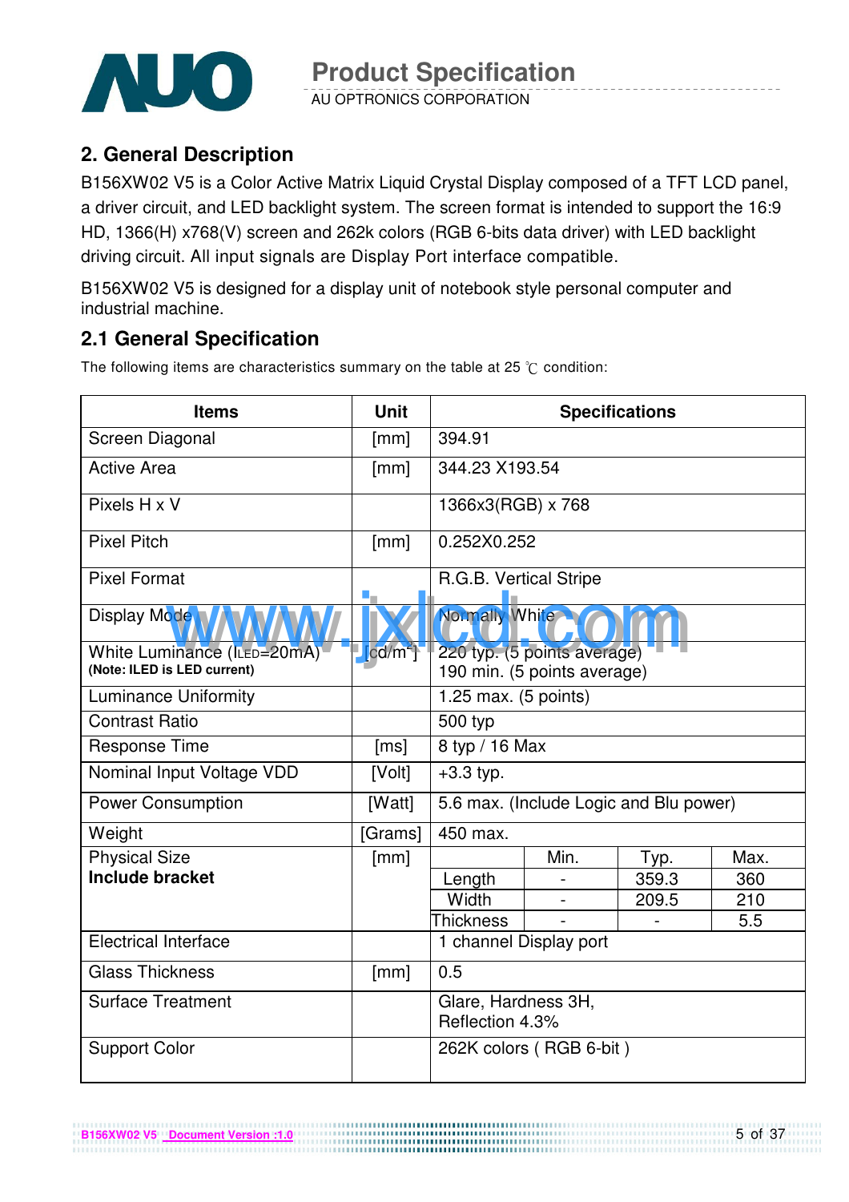## 2. General Description

B156XW02 V5 is a Color Active Matrix Liquid Crystal Display composed of a TFT LCD panel, a driver circuit, and LED backlight system. The screen format is intended to support the 16:9 HD, 1366(H) x768(V) screen and 262k colors (RGB 6-bits data driver) with LED backlight driving circuit. All input signals are Display Port interface compatible.

B156XW02 V5 is designed for a display unit of notebook style personal computer and industrial machine.

## 2.1 General Specification

The following items are characteristics summary on the table at 25 ℃ condition:

| Items | Unit | Specifications | | | |
|---|---|---|---|---|---|
| Screen Diagonal | [mm] | 394.91 | | | |
| Active Area | [mm] | 344.23 X193.54 | | | |
| Pixels H x V | | 1366x3(RGB) x 768 | | | |
| Pixel Pitch | [mm] | 0.252X0.252 | | | |
| Pixel Format | | R.G.B. Vertical Stripe | | | |
| Display Mode | | Normally White | | | |
| White Luminance ($I_{LED}$=20mA) **(Note: ILED is LED current)** | [cd/m$^2$] | 220 typ. (5 points average) 190 min. (5 points average) | | | |
| Luminance Uniformity | | 1.25 max. (5 points) | | | |
| Contrast Ratio | | 500 typ | | | |
| Response Time | [ms] | 8 typ / 16 Max | | | |
| Nominal Input Voltage VDD | [Volt] | +3.3 typ. | | | |
| Power Consumption | [Watt] | 5.6 max. (Include Logic and Blu power) | | | |
| Weight | [Grams] | 450 max. | | | |
| Physical Size **Include bracket** | [mm] | | Min. | Typ. | Max. |
| | | Length | - | 359.3 | 360 |
| | | Width | - | 209.5 | 210 |
| | | Thickness | - | - | 5.5 |
| Electrical Interface | | 1 channel Display port | | | |
| Glass Thickness | [mm] | 0.5 | | | |
| Surface Treatment | | Glare, Hardness 3H, Reflection 4.3% | | | |
| Support Color | | 262K colors ( RGB 6-bit ) | | | |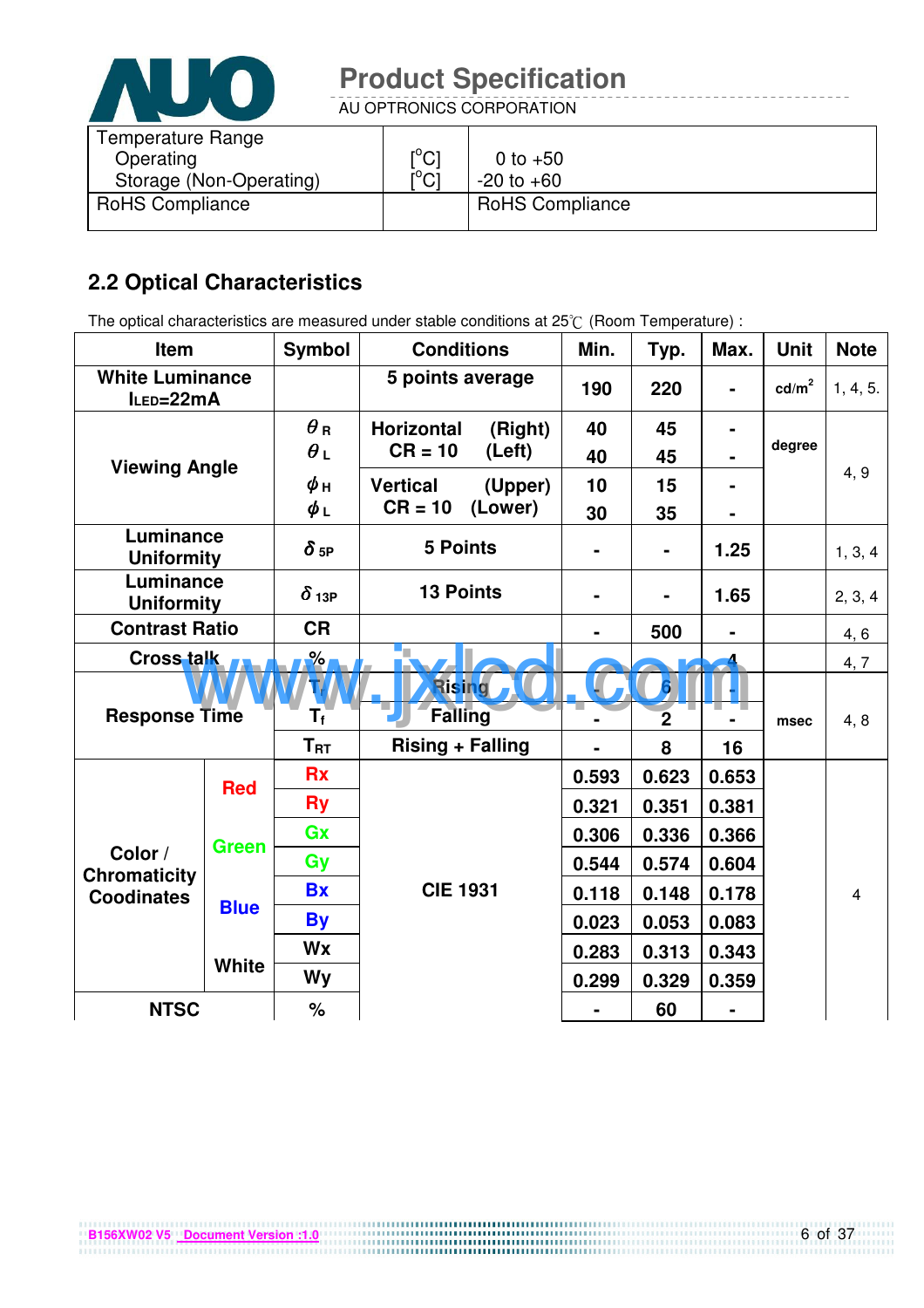| Temperature Range | | |
|---|---|---|
| Operating | [°C] | 0 to +50 |
| Storage (Non-Operating) | [°C] | -20 to +60 |
| RoHS Compliance | | RoHS Compliance |

## 2.2 Optical Characteristics

The optical characteristics are measured under stable conditions at 25℃ (Room Temperature) :

| Item | | Symbol | Conditions | Min. | Typ. | Max. | Unit | Note |
|---|---|---|---|---|---|---|---|---|
| White Luminance $I_{LED}$=22mA | | | 5 points average | 190 | 220 | - | cd/m² | 1, 4, 5. |
| Viewing Angle | | $\theta_R$ | Horizontal (Right) CR = 10 | 40 | 45 | - | degree | 4, 9 |
| | | $\theta_L$ | (Left) | 40 | 45 | - | | |
| | | $\phi_H$ | Vertical (Upper) CR = 10 | 10 | 15 | - | | |
| | | $\phi_L$ | (Lower) | 30 | 35 | - | | |
| Luminance Uniformity | | $\delta_{5P}$ | 5 Points | - | - | 1.25 | | 1, 3, 4 |
| Luminance Uniformity | | $\delta_{13P}$ | 13 Points | - | - | 1.65 | | 2, 3, 4 |
| Contrast Ratio | | CR | | - | 500 | - | | 4, 6 |
| Cross talk | | % | | | | 4 | | 4, 7 |
| Response Time | | $T_r$ | Rising | - | 6 | - | msec | 4, 8 |
| | | $T_f$ | Falling | - | 2 | - | | |
| | | $T_{RT}$ | Rising + Falling | - | 8 | 16 | | |
| Color / Chromaticity Coodinates | Red | Rx | CIE 1931 | 0.593 | 0.623 | 0.653 | | 4 |
| | | Ry | | 0.321 | 0.351 | 0.381 | | |
| | Green | Gx | | 0.306 | 0.336 | 0.366 | | |
| | | Gy | | 0.544 | 0.574 | 0.604 | | |
| | Blue | Bx | | 0.118 | 0.148 | 0.178 | | |
| | | By | | 0.023 | 0.053 | 0.083 | | |
| | White | Wx | | 0.283 | 0.313 | 0.343 | | |
| | | Wy | | 0.299 | 0.329 | 0.359 | | |
| NTSC | | % | | - | 60 | - | | |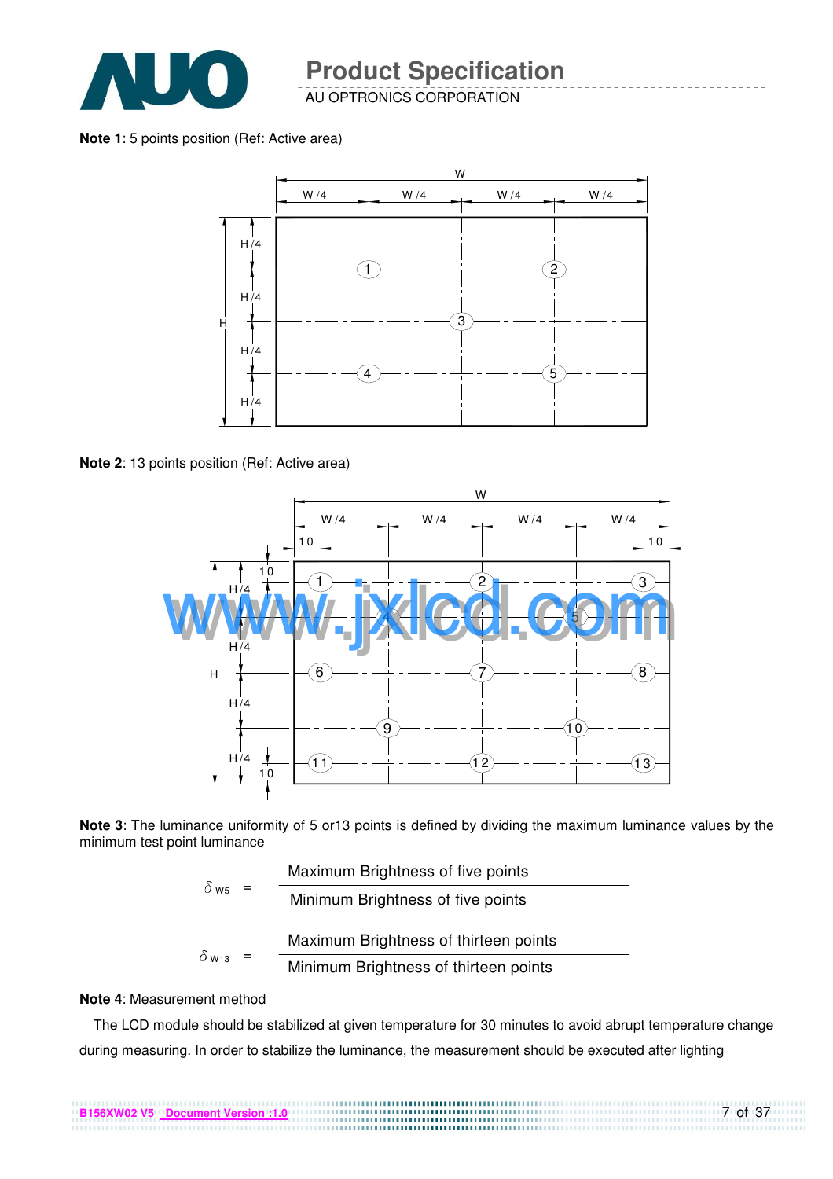**Note 1**: 5 points position (Ref: Active area)

**Note 2**: 13 points position (Ref: Active area)

**Note 3**: The luminance uniformity of 5 or13 points is defined by dividing the maximum luminance values by the minimum test point luminance

$$\delta_{W5} = \frac{\text{Maximum Brightness of five points}}{\text{Minimum Brightness of five points}}$$

$$\delta_{W13} = \frac{\text{Maximum Brightness of thirteen points}}{\text{Minimum Brightness of thirteen points}}$$

**Note 4**: Measurement method

The LCD module should be stabilized at given temperature for 30 minutes to avoid abrupt temperature change during measuring. In order to stabilize the luminance, the measurement should be executed after lighting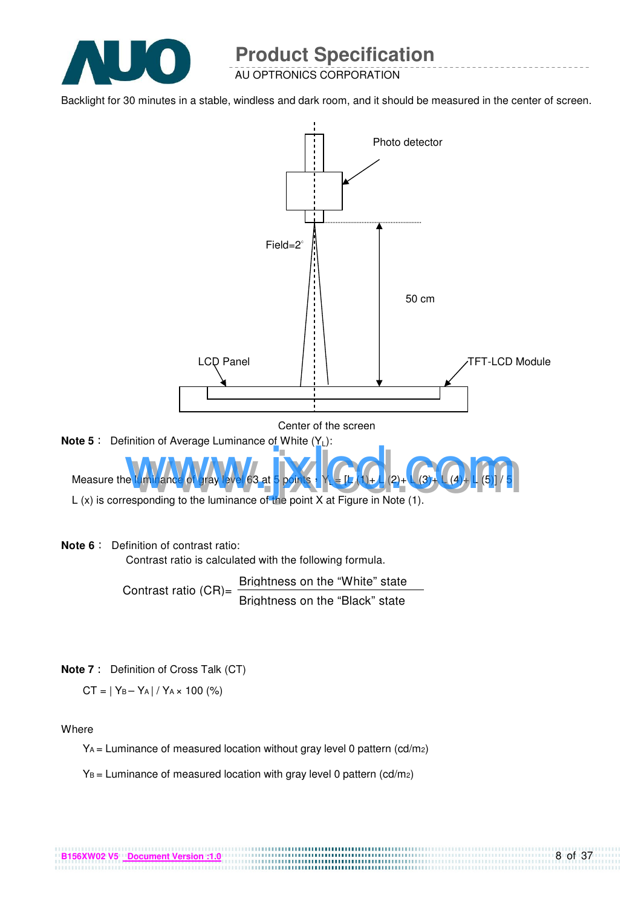Backlight for 30 minutes in a stable, windless and dark room, and it should be measured in the center of screen.

Photo detector

Field=2°

50 cm

LCD Panel

TFT-LCD Module

Center of the screen

**Note 5**： Definition of Average Luminance of White ($Y_L$):

Measure the luminance of gray level 63 at 5 points，$Y_L = [L (1)+ L (2)+ L (3)+ L (4)+ L (5)] / 5$

L (x) is corresponding to the luminance of the point X at Figure in Note (1).

**Note 6**： Definition of contrast ratio:

Contrast ratio is calculated with the following formula.

$$\text{Contrast ratio (CR)} = \frac{\text{Brightness on the "White" state}}{\text{Brightness on the "Black" state}}$$

**Note 7**： Definition of Cross Talk (CT)

$$CT = | Y_B - Y_A | / Y_A \times 100 \ (\%)$$

Where

$Y_A$ = Luminance of measured location without gray level 0 pattern (cd/m2)

$Y_B$ = Luminance of measured location with gray level 0 pattern (cd/m2)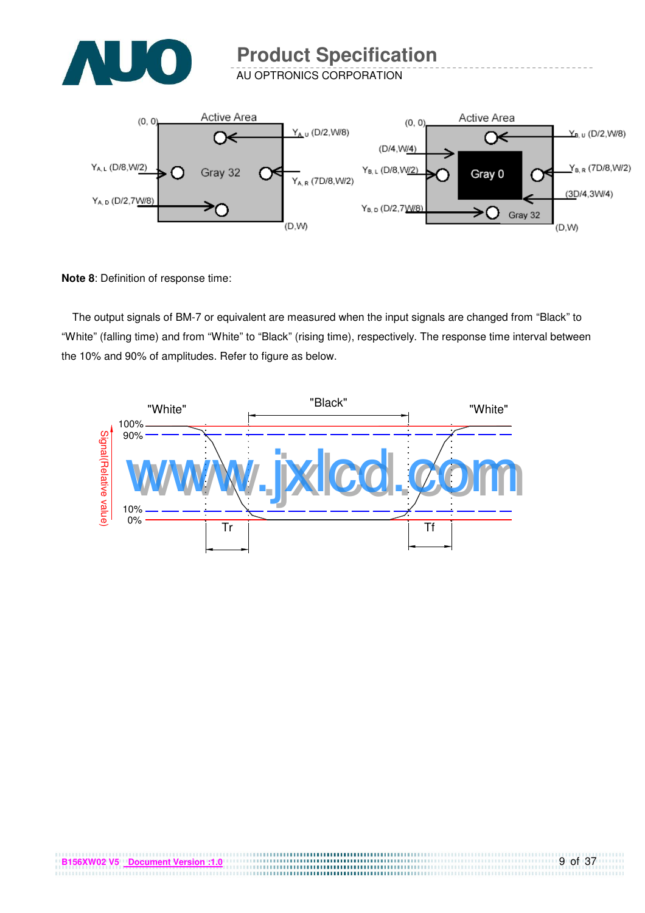**Note 8**: Definition of response time:

The output signals of BM-7 or equivalent are measured when the input signals are changed from "Black" to "White" (falling time) and from "White" to "Black" (rising time), respectively. The response time interval between the 10% and 90% of amplitudes. Refer to figure as below.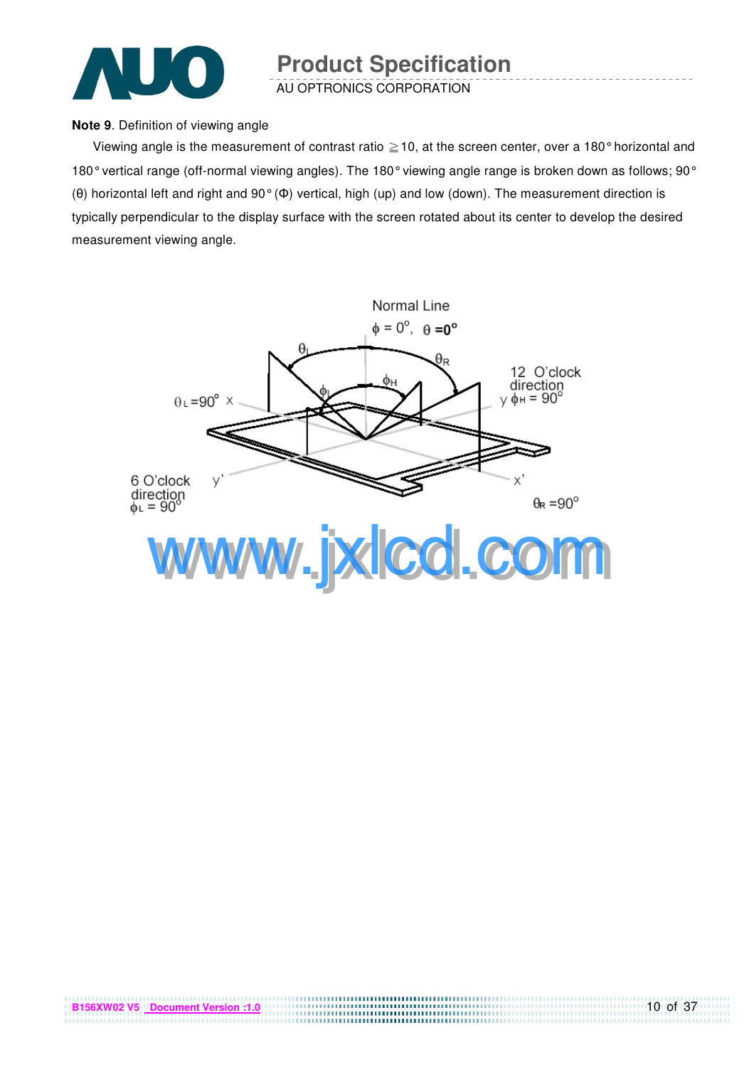**Note 9**. Definition of viewing angle

Viewing angle is the measurement of contrast ratio ≧10, at the screen center, over a 180° horizontal and 180° vertical range (off-normal viewing angles). The 180° viewing angle range is broken down as follows; 90° (θ) horizontal left and right and 90° (Φ) vertical, high (up) and low (down). The measurement direction is typically perpendicular to the display surface with the screen rotated about its center to develop the desired measurement viewing angle.

Normal Line
$\phi = 0^o$, $\theta = 0^o$

$\theta_L$ $\theta_R$ $\phi_H$ $\phi_L$

$\theta_L = 90^o$ x

12 O'clock direction
y $\phi_H = 90^o$

6 O'clock direction
$\phi_L = 90^o$ y'

x'

$\theta_R = 90^o$

www.jxlcd.com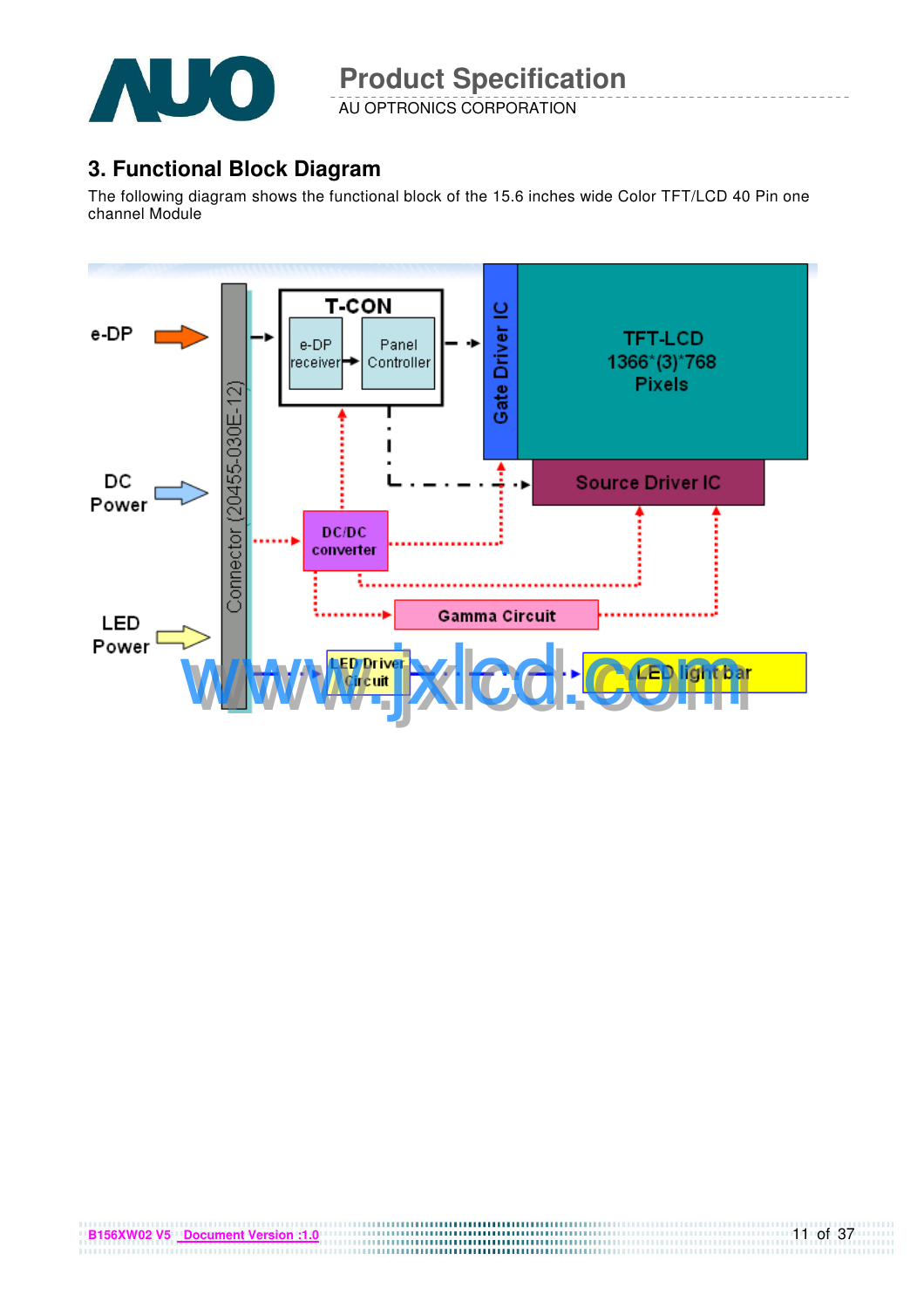## 3. Functional Block Diagram

The following diagram shows the functional block of the 15.6 inches wide Color TFT/LCD 40 Pin one channel Module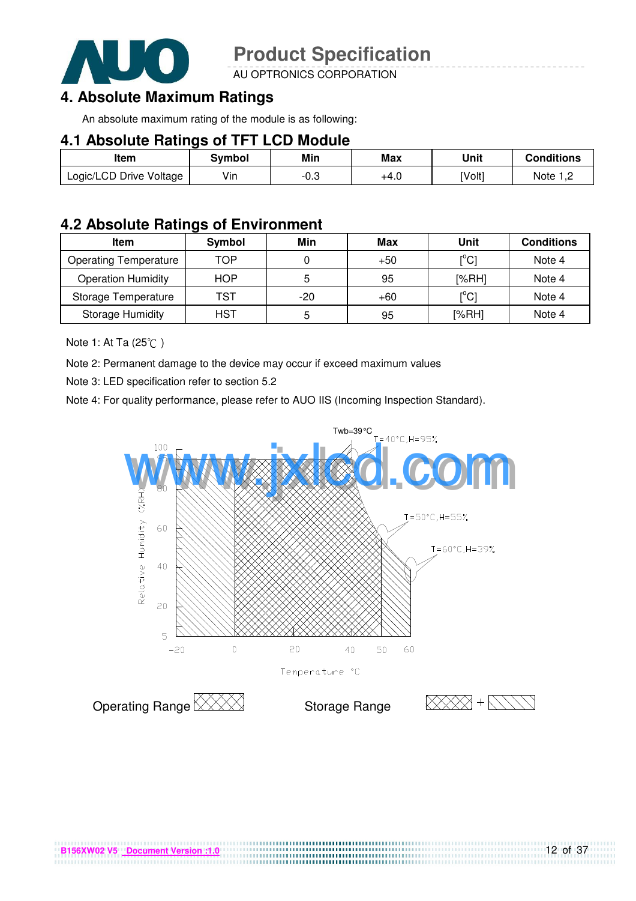## 4. Absolute Maximum Ratings

An absolute maximum rating of the module is as following:

### 4.1 Absolute Ratings of TFT LCD Module

| Item | Symbol | Min | Max | Unit | Conditions |
|---|---|---|---|---|---|
| Logic/LCD Drive Voltage | Vin | -0.3 | +4.0 | [Volt] | Note 1,2 |

### 4.2 Absolute Ratings of Environment

| Item | Symbol | Min | Max | Unit | Conditions |
|---|---|---|---|---|---|
| Operating Temperature | TOP | 0 | +50 | [°C] | Note 4 |
| Operation Humidity | HOP | 5 | 95 | [%RH] | Note 4 |
| Storage Temperature | TST | -20 | +60 | [°C] | Note 4 |
| Storage Humidity | HST | 5 | 95 | [%RH] | Note 4 |

Note 1: At Ta (25℃ )

Note 2: Permanent damage to the device may occur if exceed maximum values

Note 3: LED specification refer to section 5.2

Note 4: For quality performance, please refer to AUO IIS (Incoming Inspection Standard).

Twb=39°C

T=40°C,H=95%

T=50°C,H=55%

T=60°C,H=39%

Relative Humidity (%RH)

Temperature °C

Operating Range

Storage Range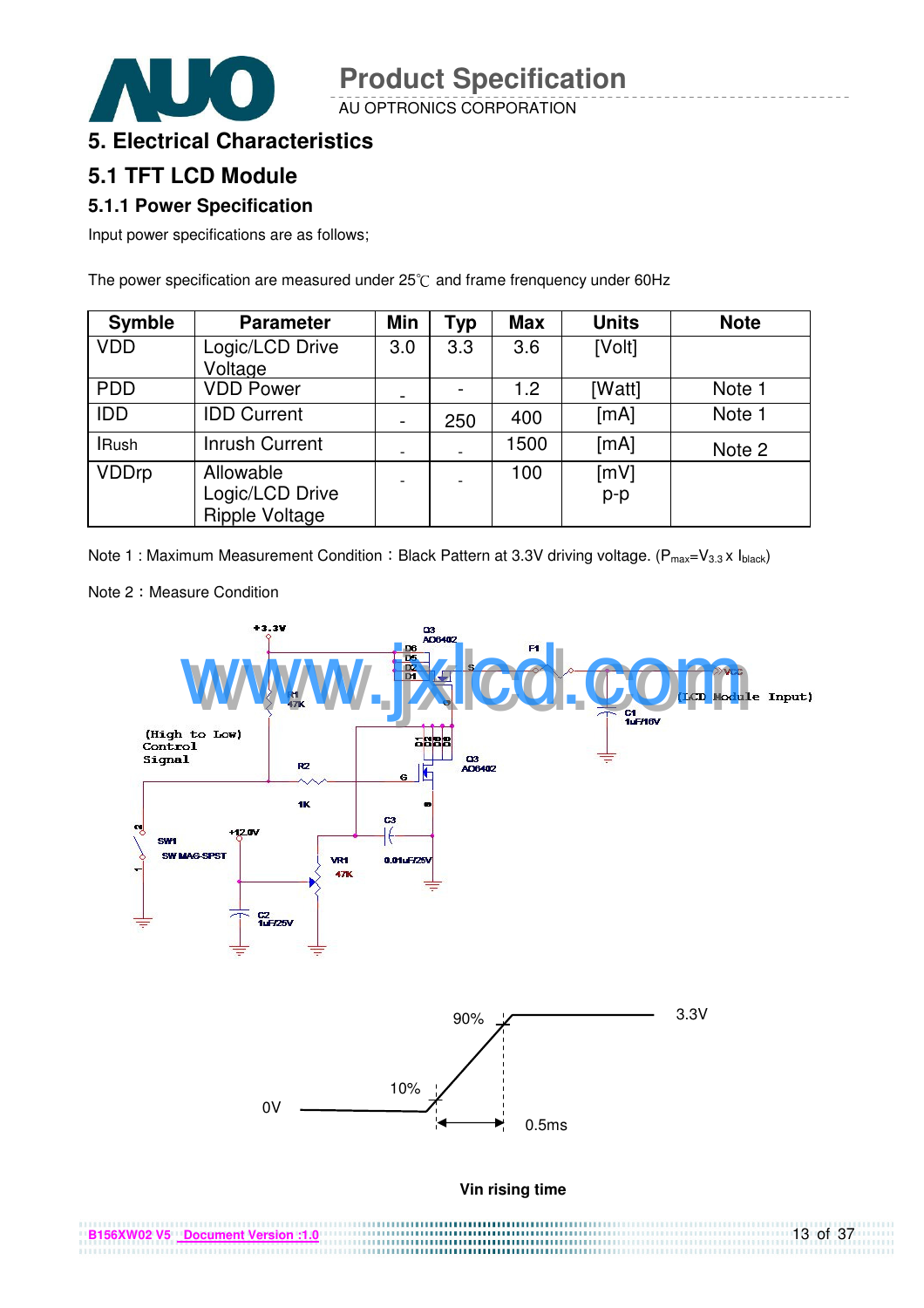# 5. Electrical Characteristics

## 5.1 TFT LCD Module

### 5.1.1 Power Specification

Input power specifications are as follows;

The power specification are measured under 25℃ and frame frenquency under 60Hz

| Symble | Parameter | Min | Typ | Max | Units | Note |
|---|---|---|---|---|---|---|
| VDD | Logic/LCD Drive Voltage | 3.0 | 3.3 | 3.6 | [Volt] | |
| PDD | VDD Power | - | - | 1.2 | [Watt] | Note 1 |
| IDD | IDD Current | - | 250 | 400 | [mA] | Note 1 |
| IRush | Inrush Current | - | - | 1500 | [mA] | Note 2 |
| VDDrp | Allowable Logic/LCD Drive Ripple Voltage | - | - | 100 | [mV] p-p | |

Note 1 : Maximum Measurement Condition：Black Pattern at 3.3V driving voltage. ($P_{max}=V_{3.3} \times I_{black}$)

Note 2：Measure Condition

+3.3V, Q3 AO6402, D6 D5 D2 D1, S, F1, VCC (LCD Module Input), R1 47K, D, C1 1uF/16V, (High to Low) Control Signal, R2 1K, G, Q3 AO6402, S, C3 0.01uF/25V, SW1 SW MAG-SPST, +12.0V, VR1 47K, C2 1uF/25V

90%, 3.3V, 10%, 0V, 0.5ms

**Vin rising time**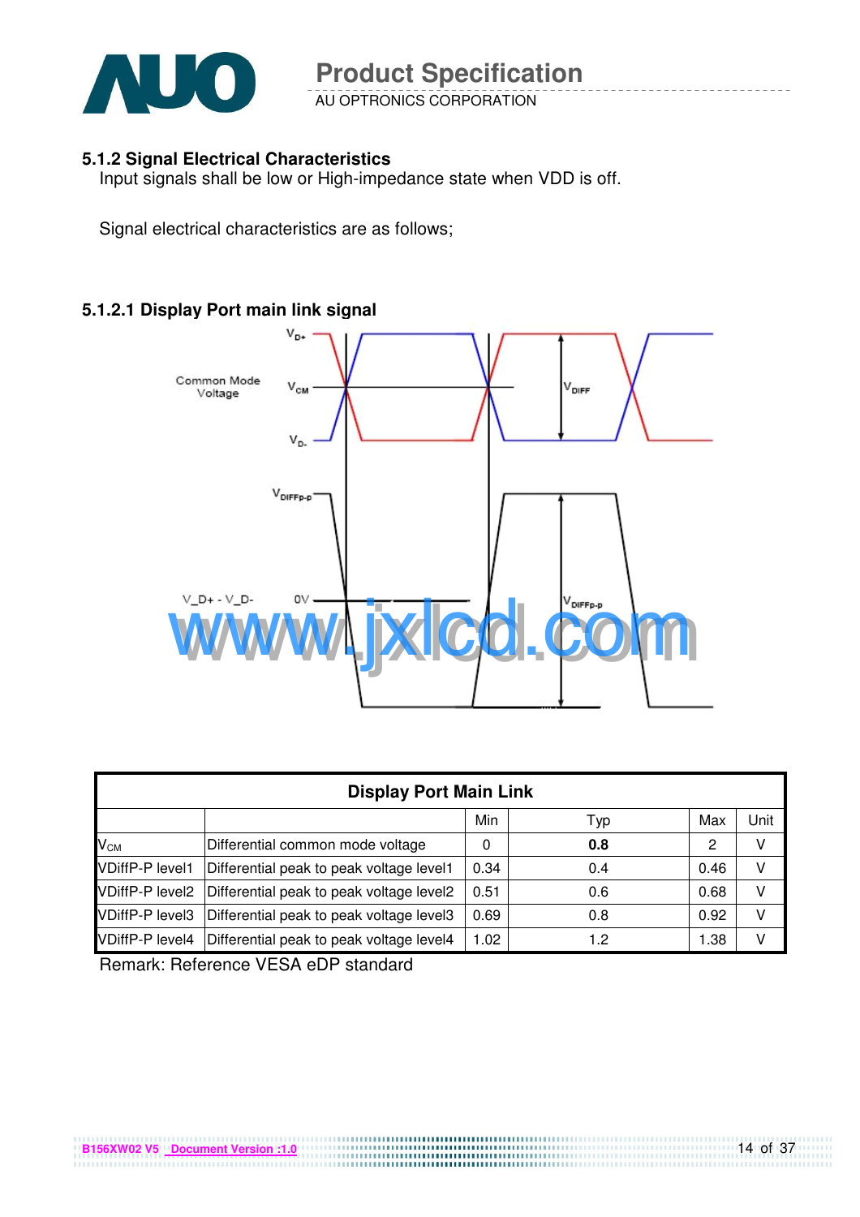### 5.1.2 Signal Electrical Characteristics

Input signals shall be low or High-impedance state when VDD is off.

Signal electrical characteristics are as follows;

#### 5.1.2.1 Display Port main link signal

| Display Port Main Link | | | | | |
|---|---|---|---|---|---|
| | | Min | Typ | Max | Unit |
| $V_{CM}$ | Differential common mode voltage | 0 | **0.8** | 2 | V |
| VDiffP-P level1 | Differential peak to peak voltage level1 | 0.34 | 0.4 | 0.46 | V |
| VDiffP-P level2 | Differential peak to peak voltage level2 | 0.51 | 0.6 | 0.68 | V |
| VDiffP-P level3 | Differential peak to peak voltage level3 | 0.69 | 0.8 | 0.92 | V |
| VDiffP-P level4 | Differential peak to peak voltage level4 | 1.02 | 1.2 | 1.38 | V |

Remark: Reference VESA eDP standard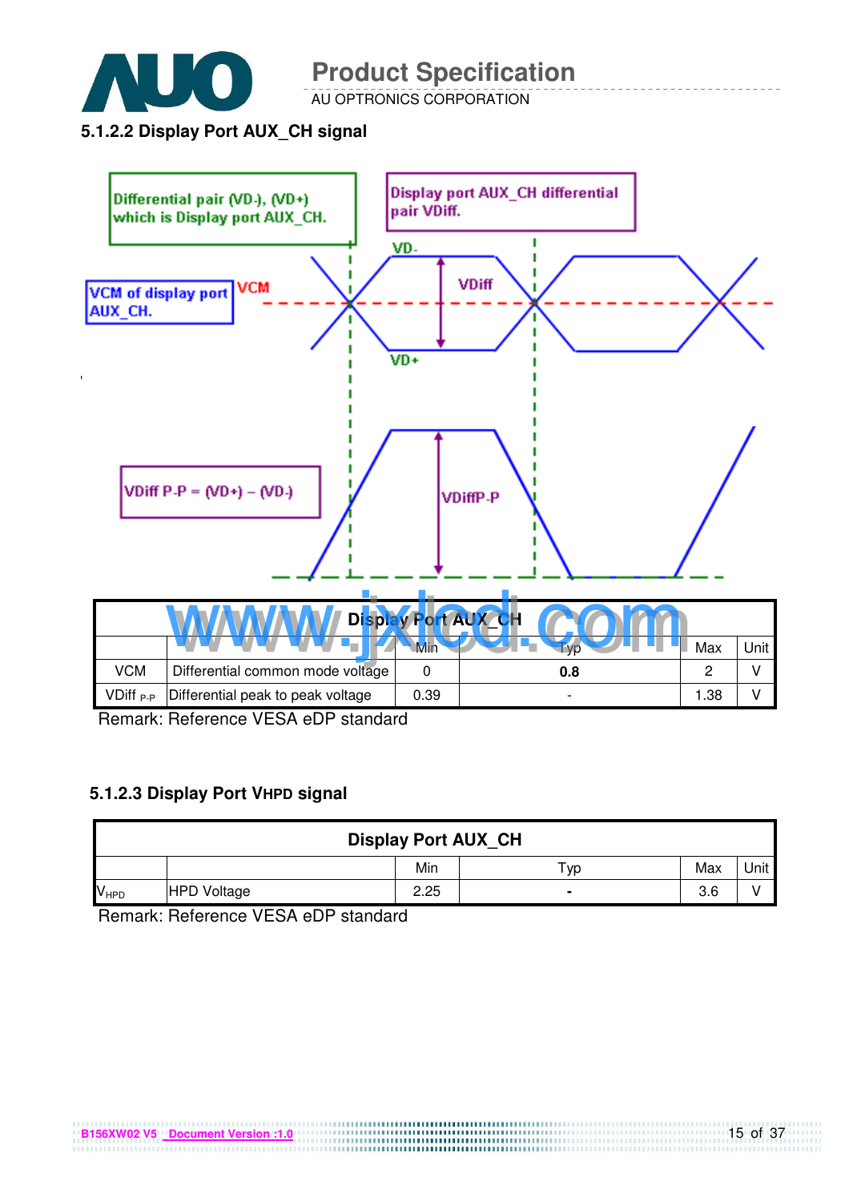#### 5.1.2.2 Display Port AUX_CH signal

Differential pair (VD-), (VD+) which is Display port AUX_CH.

Display port AUX_CH differential pair VDiff.

VCM of display port AUX_CH.

VD-

VCM

VDiff

VD+

VDiff P-P = (VD+) – (VD-)

VDiffP-P

| Display Port AUX_CH | | | | | |
|---|---|---|---|---|---|
| | | Min | Typ | Max | Unit |
| VCM | Differential common mode voltage | 0 | **0.8** | 2 | V |
| $VDiff_{P-P}$ | Differential peak to peak voltage | 0.39 | - | 1.38 | V |

Remark: Reference VESA eDP standard

#### 5.1.2.3 Display Port VHPD signal

| Display Port AUX_CH | | | | | |
|---|---|---|---|---|---|
| | | Min | Typ | Max | Unit |
| $V_{HPD}$ | HPD Voltage | 2.25 | **-** | 3.6 | V |

Remark: Reference VESA eDP standard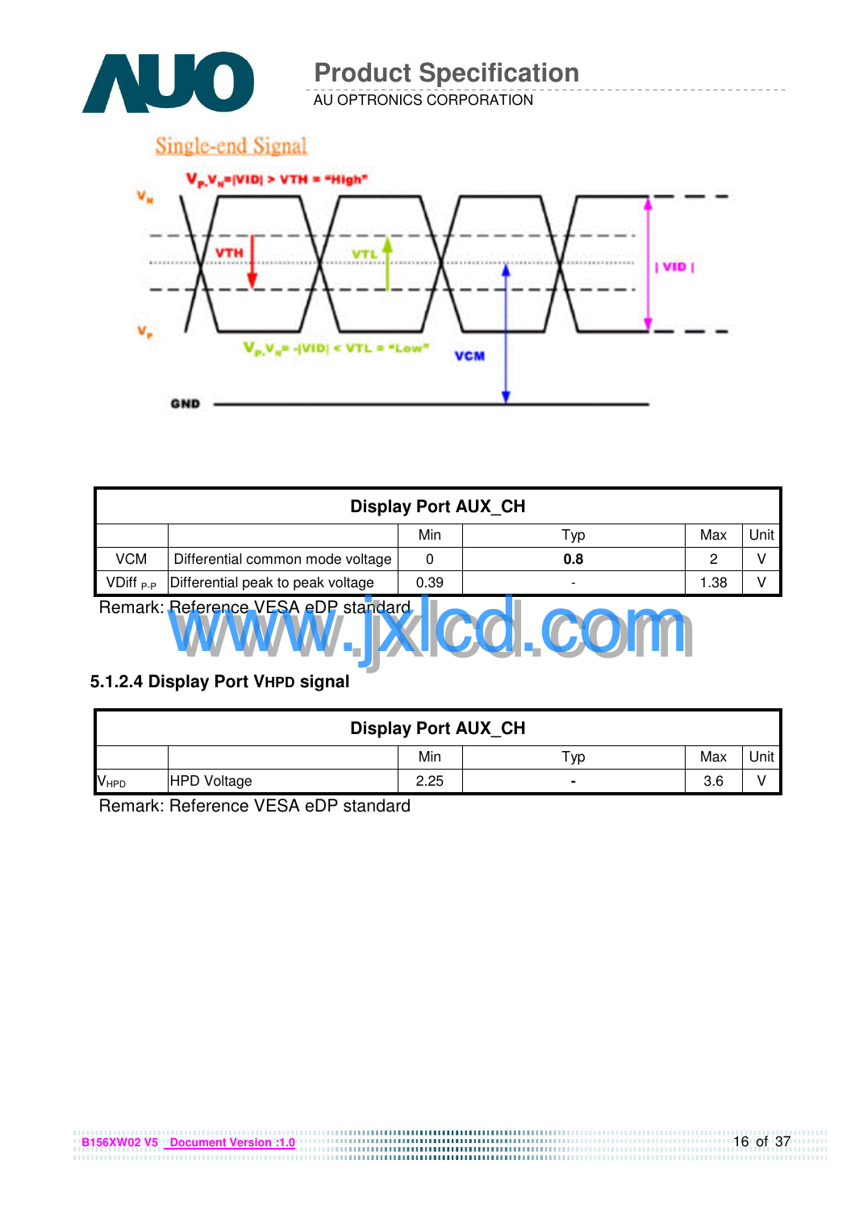Single-end Signal

| Display Port AUX_CH | | | | | |
|---|---|---|---|---|---|
| | | Min | Typ | Max | Unit |
| VCM | Differential common mode voltage | 0 | **0.8** | 2 | V |
| $VDiff_{P-P}$ | Differential peak to peak voltage | 0.39 | - | 1.38 | V |

Remark: Reference VESA eDP standard

### 5.1.2.4 Display Port VHPD signal

| Display Port AUX_CH | | | | | |
|---|---|---|---|---|---|
| | | Min | Typ | Max | Unit |
| $V_{HPD}$ | HPD Voltage | 2.25 | - | 3.6 | V |

Remark: Reference VESA eDP standard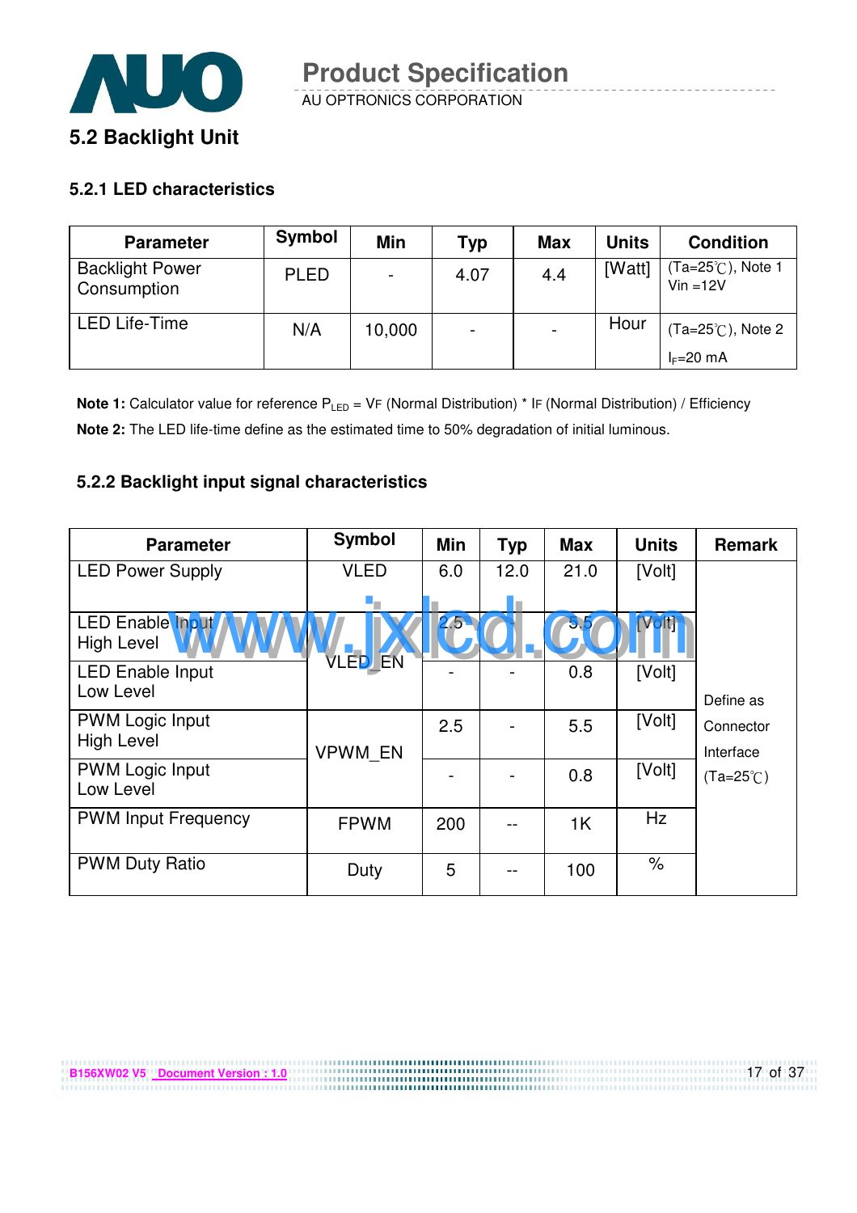## 5.2 Backlight Unit

### 5.2.1 LED characteristics

| Parameter | Symbol | Min | Typ | Max | Units | Condition |
|---|---|---|---|---|---|---|
| Backlight Power Consumption | PLED | - | 4.07 | 4.4 | [Watt] | (Ta=25℃), Note 1 Vin =12V |
| LED Life-Time | N/A | 10,000 | - | - | Hour | (Ta=25℃), Note 2 $I_F$=20 mA |

**Note 1:** Calculator value for reference $P_{LED}$ = VF (Normal Distribution) * IF (Normal Distribution) / Efficiency

**Note 2:** The LED life-time define as the estimated time to 50% degradation of initial luminous.

### 5.2.2 Backlight input signal characteristics

| Parameter | Symbol | Min | Typ | Max | Units | Remark |
|---|---|---|---|---|---|---|
| LED Power Supply | VLED | 6.0 | 12.0 | 21.0 | [Volt] | Define as Connector Interface (Ta=25℃) |
| LED Enable Input High Level | VLED_EN | 2.5 | - | 5.5 | [Volt] | |
| LED Enable Input Low Level | | - | - | 0.8 | [Volt] | |
| PWM Logic Input High Level | VPWM_EN | 2.5 | - | 5.5 | [Volt] | |
| PWM Logic Input Low Level | | - | - | 0.8 | [Volt] | |
| PWM Input Frequency | FPWM | 200 | -- | 1K | Hz | |
| PWM Duty Ratio | Duty | 5 | -- | 100 | % | |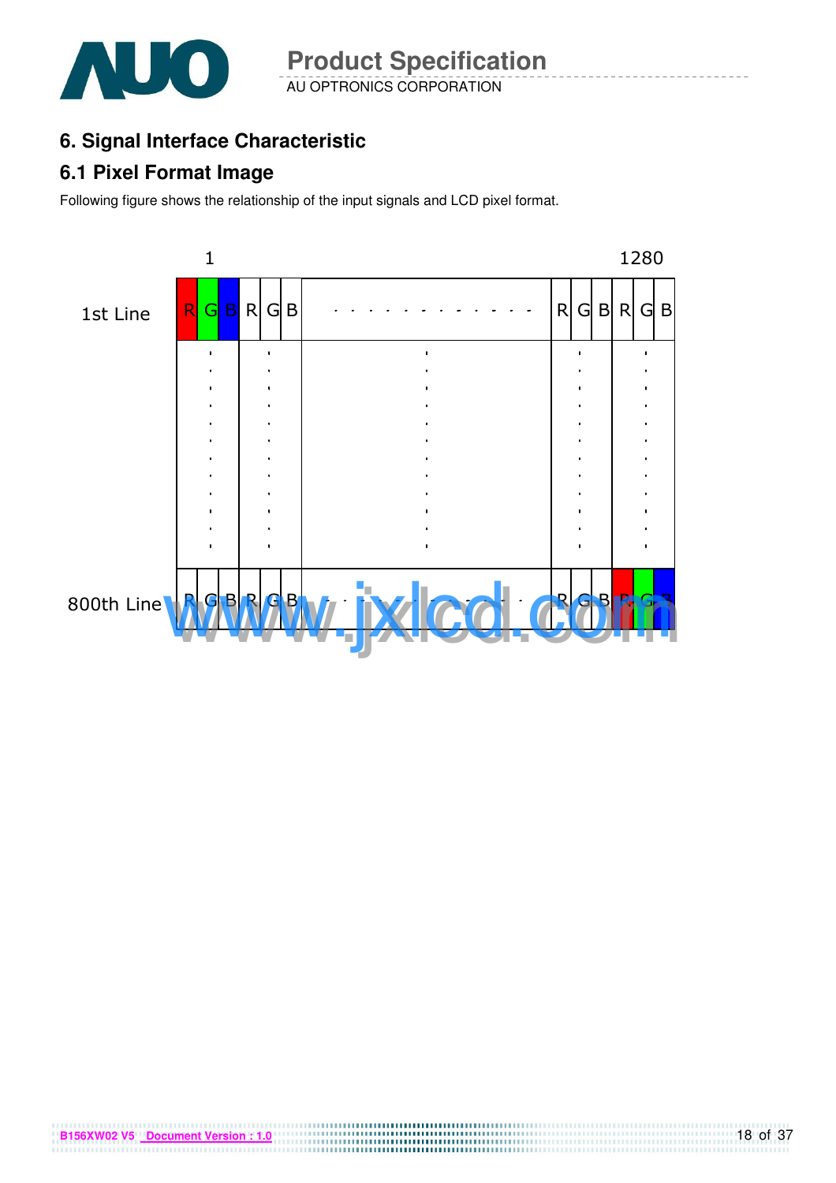## 6. Signal Interface Characteristic

### 6.1 Pixel Format Image

Following figure shows the relationship of the input signals and LCD pixel format.

|  | 1 |  |  |  |  |  |  |  |  |  |  |  | 1280 |  |
| --- | --- | --- | --- | --- | --- | --- | --- | --- | --- | --- | --- | --- | --- | --- |
| 1st Line | R | G | B | R | G | B | . . . . . . . . . . . . | R | G | B | R | G | B |
| ⋮ | ⋮ |  |  | ⋮ |  |  | ⋮ | ⋮ |  |  | ⋮ |  |  |
| 800th Line | R | G | B | R | G | B | . . . . . . . . . . . . | R | G | B | R | G | B |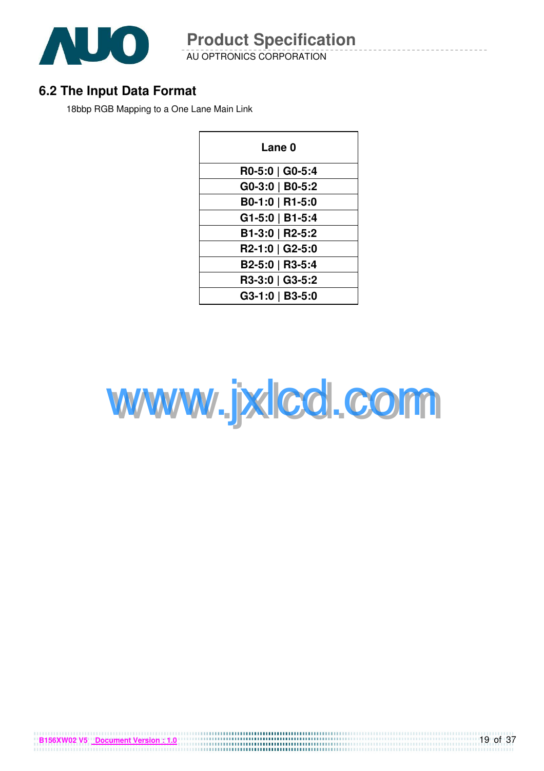## 6.2 The Input Data Format

18bbp RGB Mapping to a One Lane Main Link

| Lane 0 |
|---|
| R0-5:0 \| G0-5:4 |
| G0-3:0 \| B0-5:2 |
| B0-1:0 \| R1-5:0 |
| G1-5:0 \| B1-5:4 |
| B1-3:0 \| R2-5:2 |
| R2-1:0 \| G2-5:0 |
| B2-5:0 \| R3-5:4 |
| R3-3:0 \| G3-5:2 |
| G3-1:0 \| B3-5:0 |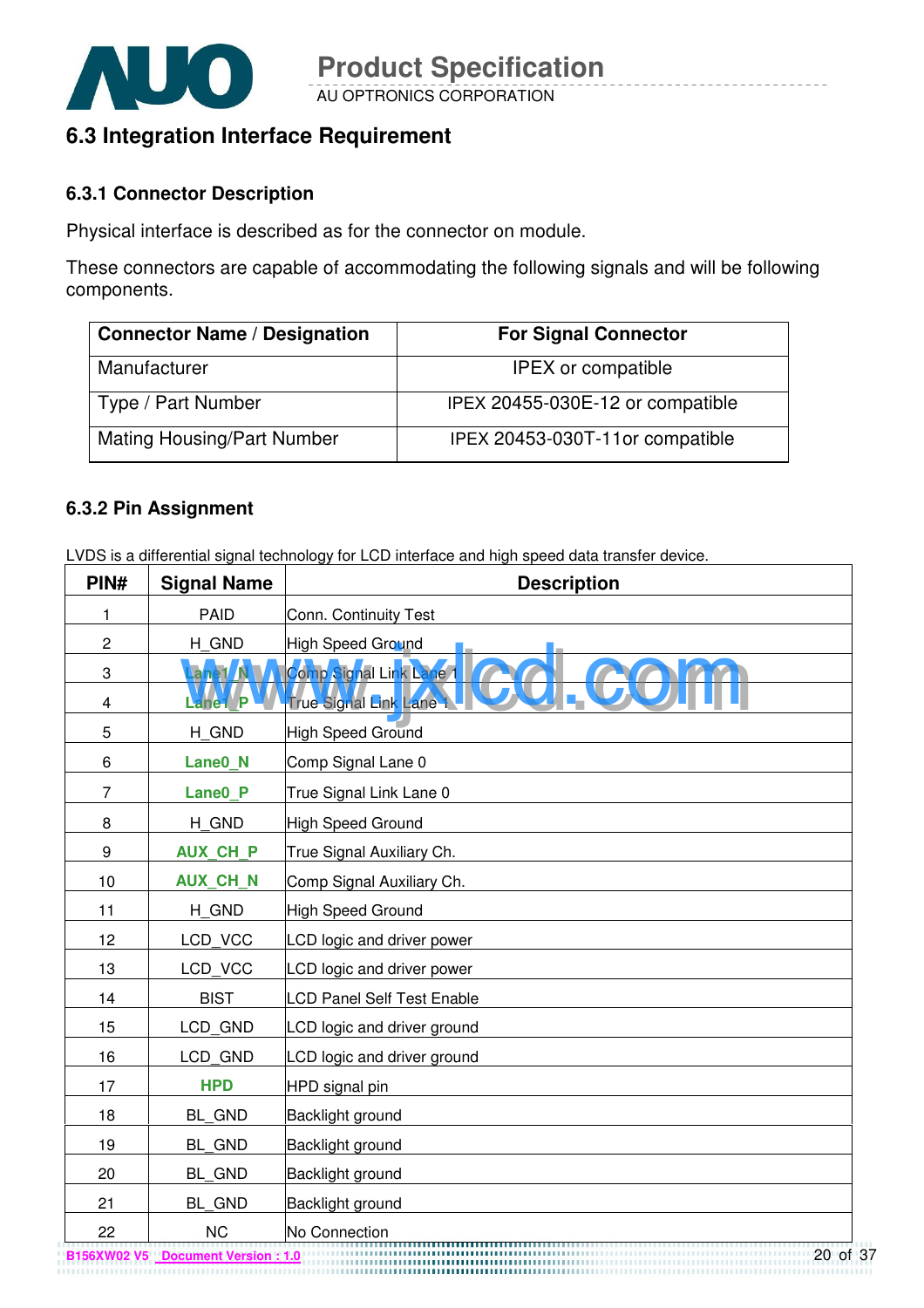## 6.3 Integration Interface Requirement

### 6.3.1 Connector Description

Physical interface is described as for the connector on module.

These connectors are capable of accommodating the following signals and will be following components.

| Connector Name / Designation | For Signal Connector |
|---|---|
| Manufacturer | IPEX or compatible |
| Type / Part Number | IPEX 20455-030E-12 or compatible |
| Mating Housing/Part Number | IPEX 20453-030T-11or compatible |

### 6.3.2 Pin Assignment

LVDS is a differential signal technology for LCD interface and high speed data transfer device.

| PIN# | Signal Name | Description |
|---|---|---|
| 1 | PAID | Conn. Continuity Test |
| 2 | H_GND | High Speed Ground |
| 3 | Lane1_N | Comp Signal Link Lane 1 |
| 4 | Lane1_P | True Signal Link Lane 1 |
| 5 | H_GND | High Speed Ground |
| 6 | Lane0_N | Comp Signal Lane 0 |
| 7 | Lane0_P | True Signal Link Lane 0 |
| 8 | H_GND | High Speed Ground |
| 9 | AUX_CH_P | True Signal Auxiliary Ch. |
| 10 | AUX_CH_N | Comp Signal Auxiliary Ch. |
| 11 | H_GND | High Speed Ground |
| 12 | LCD_VCC | LCD logic and driver power |
| 13 | LCD_VCC | LCD logic and driver power |
| 14 | BIST | LCD Panel Self Test Enable |
| 15 | LCD_GND | LCD logic and driver ground |
| 16 | LCD_GND | LCD logic and driver ground |
| 17 | HPD | HPD signal pin |
| 18 | BL_GND | Backlight ground |
| 19 | BL_GND | Backlight ground |
| 20 | BL_GND | Backlight ground |
| 21 | BL_GND | Backlight ground |
| 22 | NC | No Connection |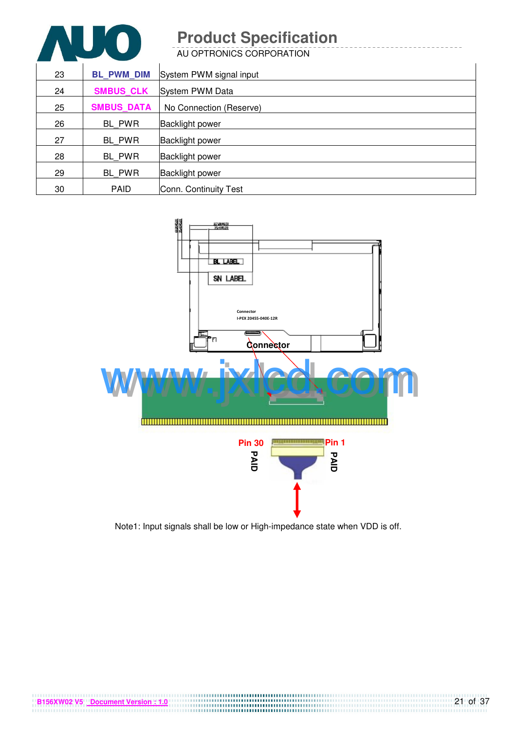| 23 | BL_PWM_DIM | System PWM signal input |
|---|---|---|
| 24 | SMBUS_CLK | System PWM Data |
| 25 | SMBUS_DATA | No Connection (Reserve) |
| 26 | BL_PWR | Backlight power |
| 27 | BL_PWR | Backlight power |
| 28 | BL_PWR | Backlight power |
| 29 | BL_PWR | Backlight power |
| 30 | PAID | Conn. Continuity Test |

BL LABEL

SN LABEL

Connector
I-PEX 20455-040E-12R

Connector

Pin 30 PAID

Pin 1 PAID

Note1: Input signals shall be low or High-impedance state when VDD is off.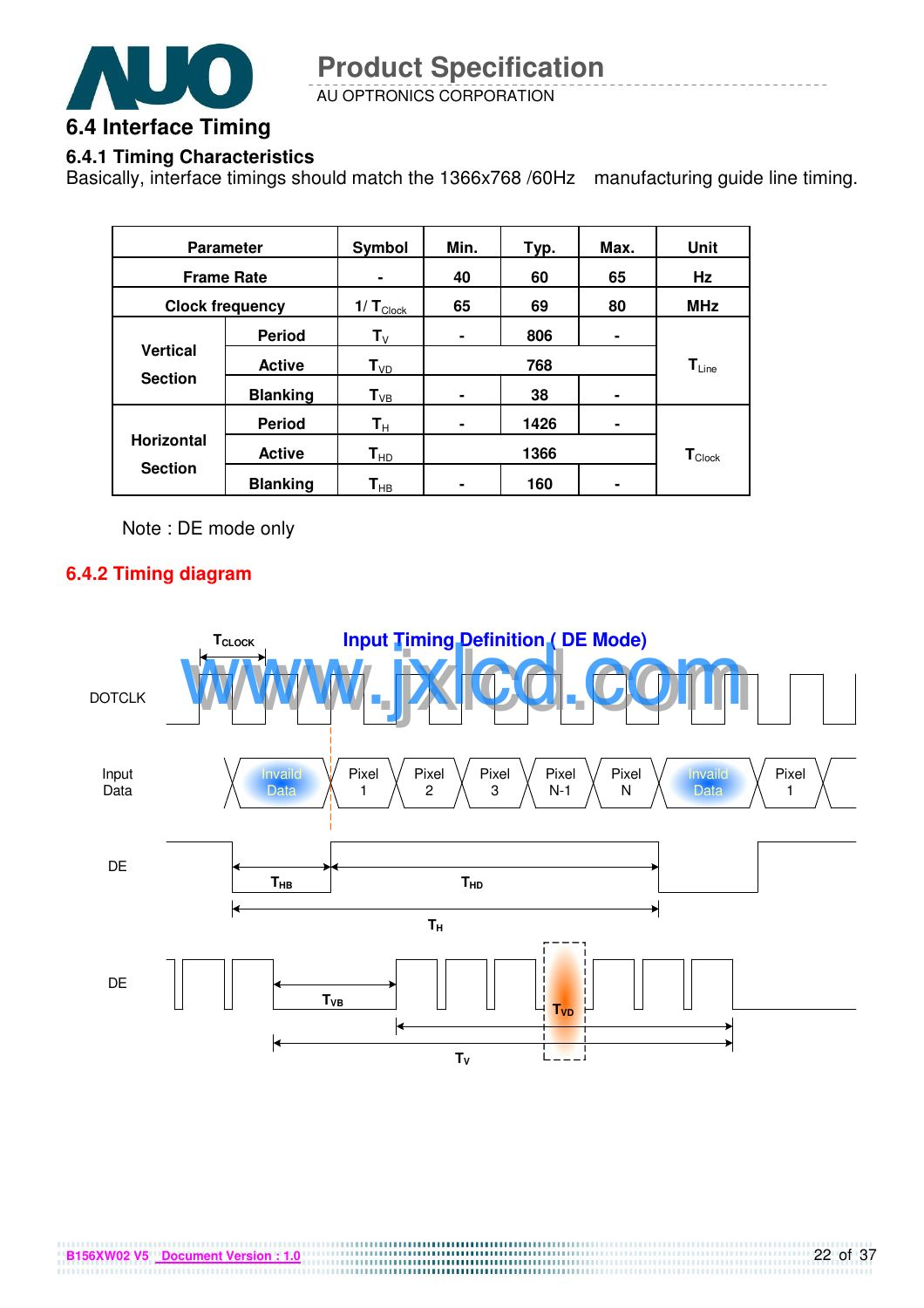## 6.4 Interface Timing

### 6.4.1 Timing Characteristics

Basically, interface timings should match the 1366x768 /60Hz manufacturing guide line timing.

| Parameter | | Symbol | Min. | Typ. | Max. | Unit |
|---|---|---|---|---|---|---|
| Frame Rate | | - | 40 | 60 | 65 | Hz |
| Clock frequency | | $1/T_{Clock}$ | 65 | 69 | 80 | MHz |
| Vertical Section | Period | $T_V$ | - | 806 | - | $T_{Line}$ |
| | Active | $T_{VD}$ | | 768 | | |
| | Blanking | $T_{VB}$ | - | 38 | - | |
| Horizontal Section | Period | $T_H$ | - | 1426 | - | $T_{Clock}$ |
| | Active | $T_{HD}$ | | 1366 | | |
| | Blanking | $T_{HB}$ | - | 160 | - | |

Note : DE mode only

### 6.4.2 Timing diagram

Input Timing Definition ( DE Mode)

DOTCLK — $T_{CLOCK}$

Input Data — Invaild Data | Pixel 1 | Pixel 2 | Pixel 3 | Pixel N-1 | Pixel N | Invaild Data | Pixel 1

DE — $T_{HB}$, $T_{HD}$, $T_H$

DE — $T_{VB}$, $T_{VD}$, $T_V$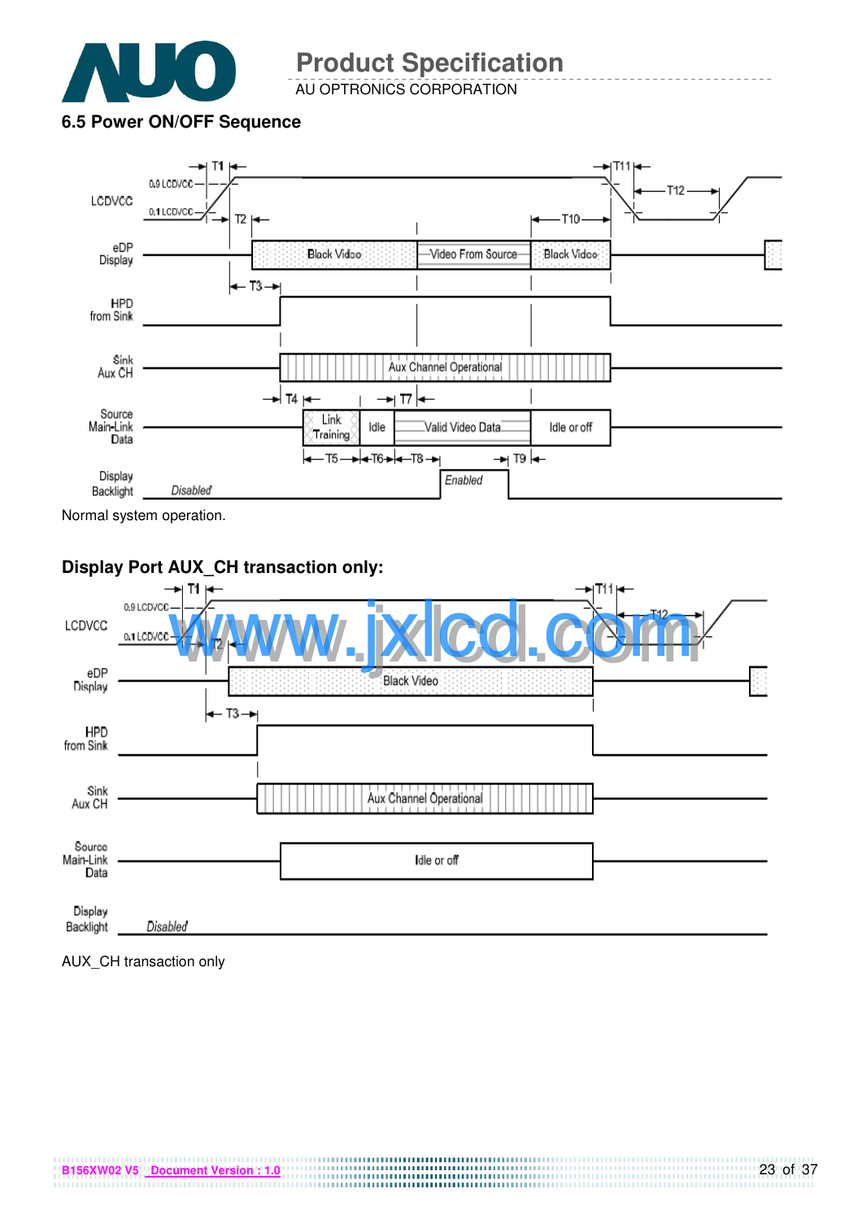### 6.5 Power ON/OFF Sequence

Normal system operation.

### Display Port AUX_CH transaction only:

AUX_CH transaction only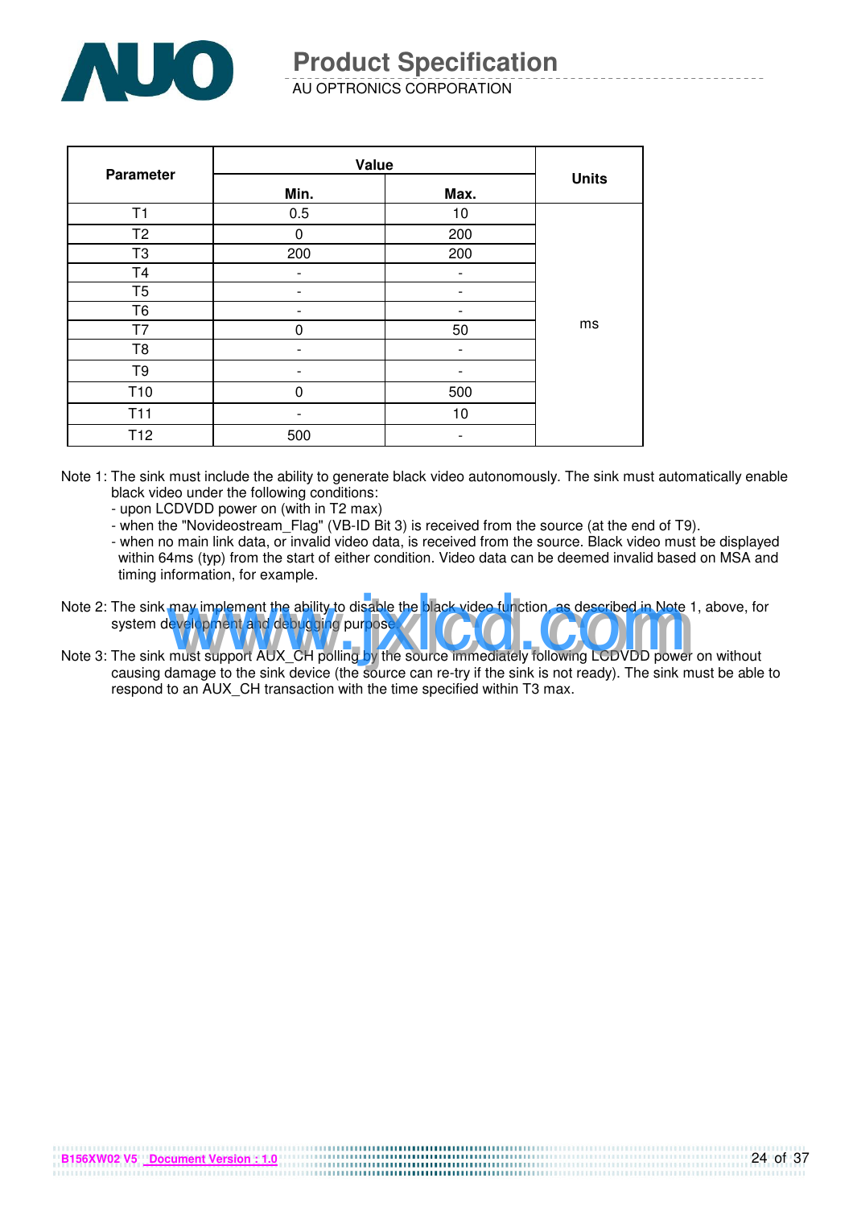| Parameter | Value | | Units |
|---|---|---|---|
| | Min. | Max. | |
| T1 | 0.5 | 10 | ms |
| T2 | 0 | 200 | |
| T3 | 200 | 200 | |
| T4 | - | - | |
| T5 | - | - | |
| T6 | - | - | |
| T7 | 0 | 50 | |
| T8 | - | - | |
| T9 | - | - | |
| T10 | 0 | 500 | |
| T11 | - | 10 | |
| T12 | 500 | - | |

Note 1: The sink must include the ability to generate black video autonomously. The sink must automatically enable black video under the following conditions:
- upon LCDVDD power on (with in T2 max)
- when the "Novideostream_Flag" (VB-ID Bit 3) is received from the source (at the end of T9).
- when no main link data, or invalid video data, is received from the source. Black video must be displayed within 64ms (typ) from the start of either condition. Video data can be deemed invalid based on MSA and timing information, for example.

Note 2: The sink may implement the ability to disable the black video function, as described in Note 1, above, for system development and debugging purpose.

Note 3: The sink must support AUX_CH polling by the source immediately following LCDVDD power on without causing damage to the sink device (the source can re-try if the sink is not ready). The sink must be able to respond to an AUX_CH transaction with the time specified within T3 max.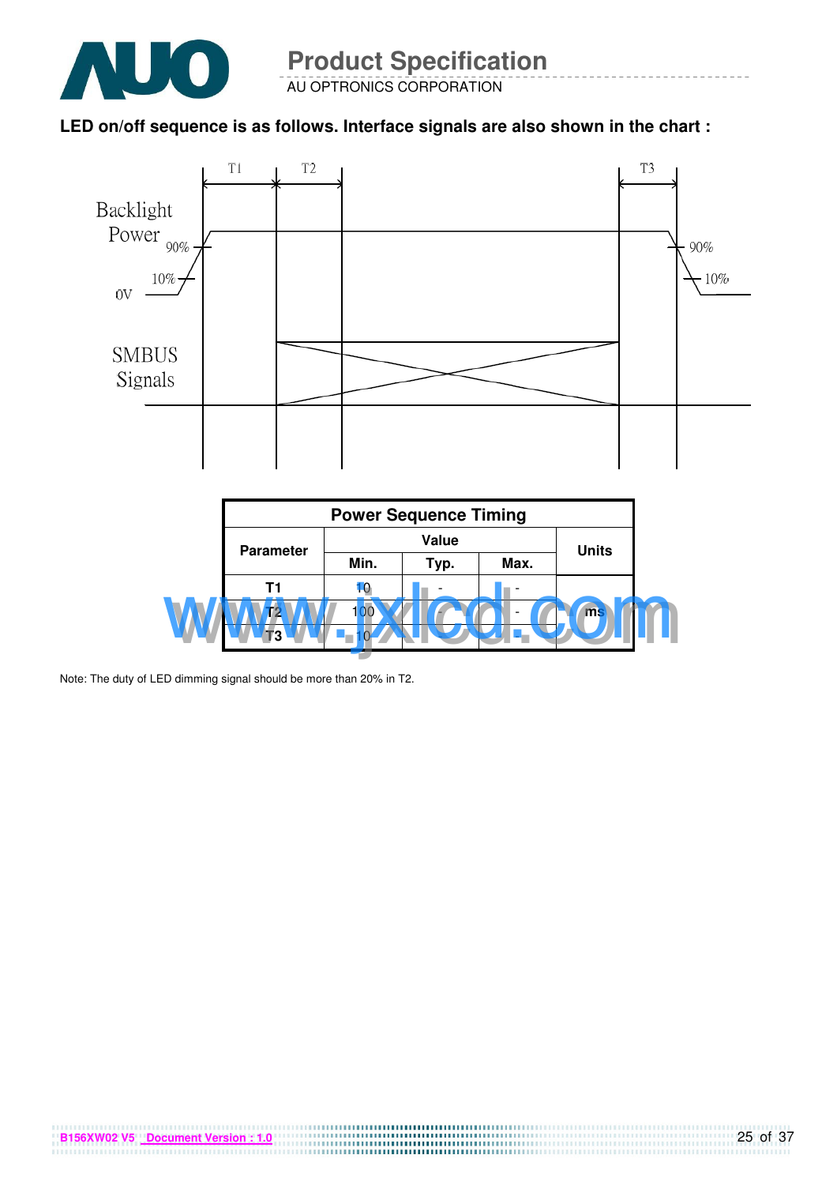**LED on/off sequence is as follows. Interface signals are also shown in the chart :**

| Power Sequence Timing | | | | |
|---|---|---|---|---|
| Parameter | Value | | | Units |
| | Min. | Typ. | Max. | |
| T1 | 10 | - | - | ms |
| T2 | 100 | - | - | |
| T3 | 10 | - | - | |

Note: The duty of LED dimming signal should be more than 20% in T2.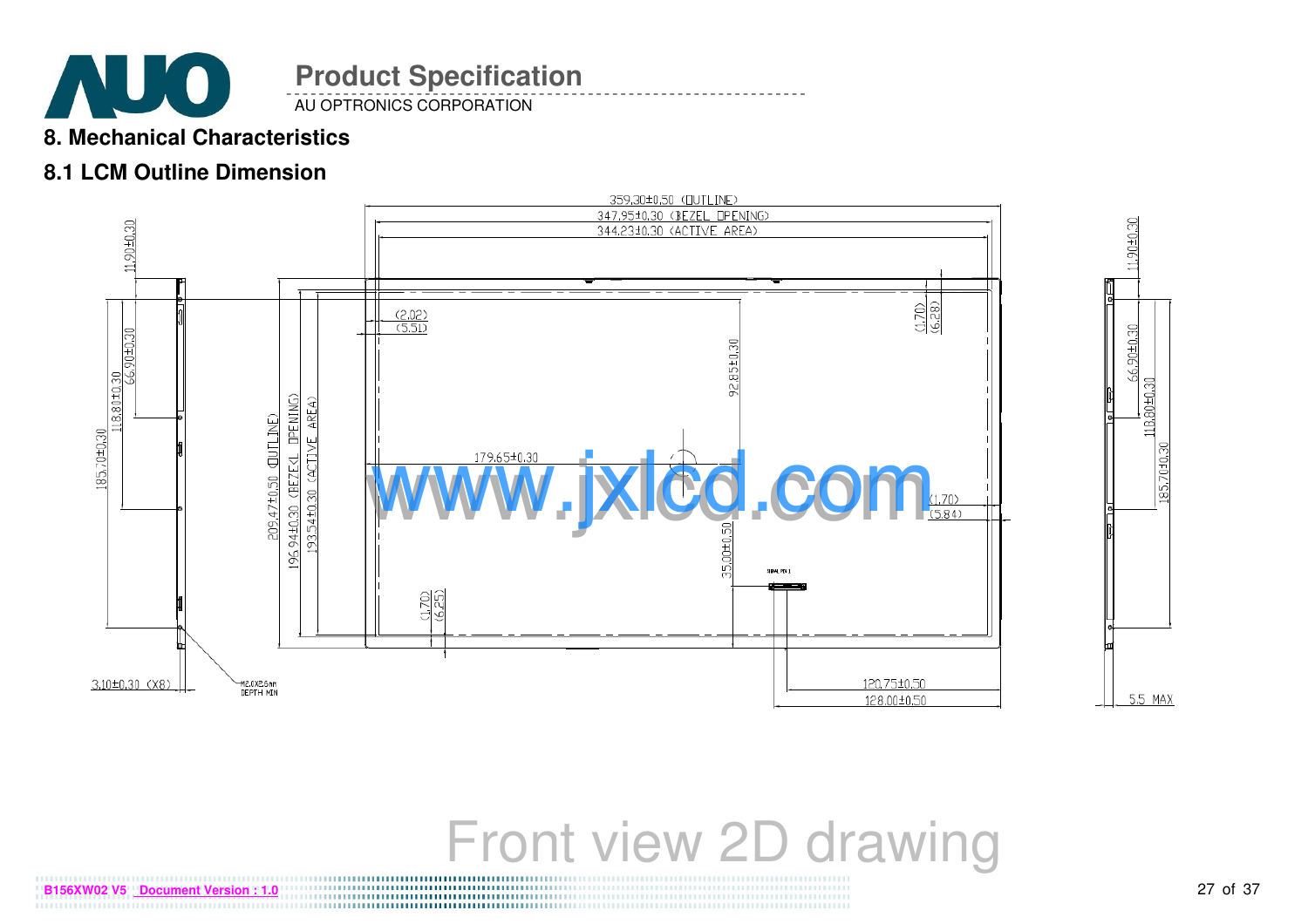## 8. Mechanical Characteristics

### 8.1 LCM Outline Dimension

359.30±0.50 (OUTLINE)
347.95±0.30 (BEZEL OPENING)
344.23±0.30 (ACTIVE AREA)

11.90±0.30
66.90±0.30
118.80±0.30
185.70±0.30
209.47±0.50 (OUTLINE)
196.94±0.30 (BEZEL OPENING)
193.54±0.30 (ACTIVE AREA)

(2.02)
(5.51)
(1.70)
(6.28)
92.85±0.30
179.65±0.30
(1.70)
(5.84)
35.00±0.50
SIGNAL PIN 1
(1.70)
(6.25)

3.10±0.30 (X8)
M2.0X2.6mm DEPTH MIN

120.75±0.50
128.00±0.50

5.5 MAX

Front view 2D drawing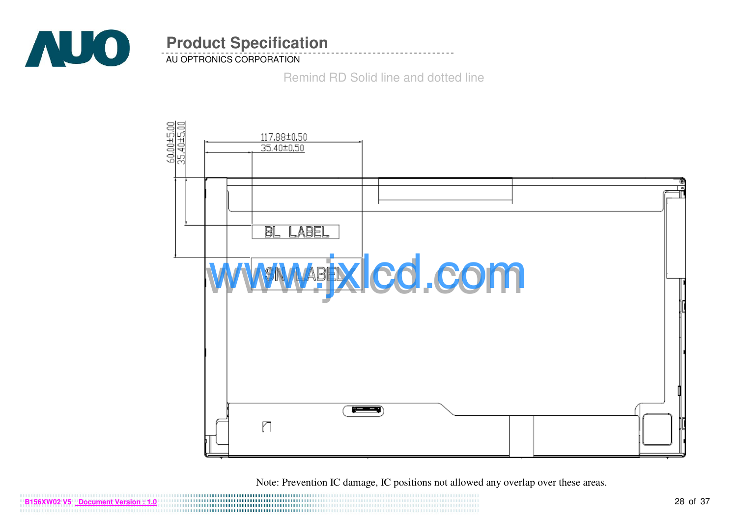Remind RD Solid line and dotted line

117.88±0.50

35.40±0.50

60.00±5.00

35.40±5.00

BL LABEL

SN LABEL

Note: Prevention IC damage, IC positions not allowed any overlap over these areas.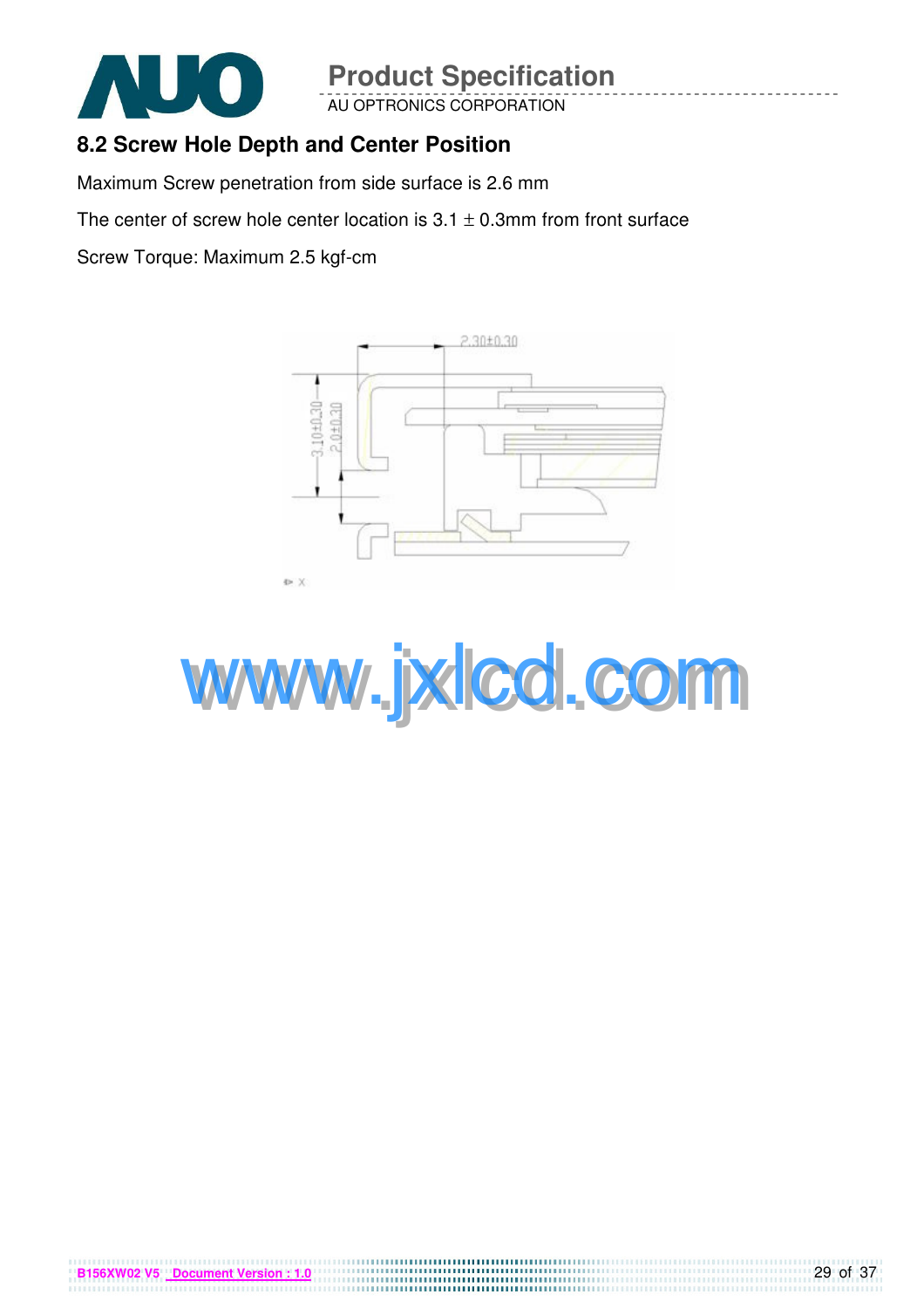## 8.2 Screw Hole Depth and Center Position

Maximum Screw penetration from side surface is 2.6 mm

The center of screw hole center location is 3.1 ± 0.3mm from front surface

Screw Torque: Maximum 2.5 kgf-cm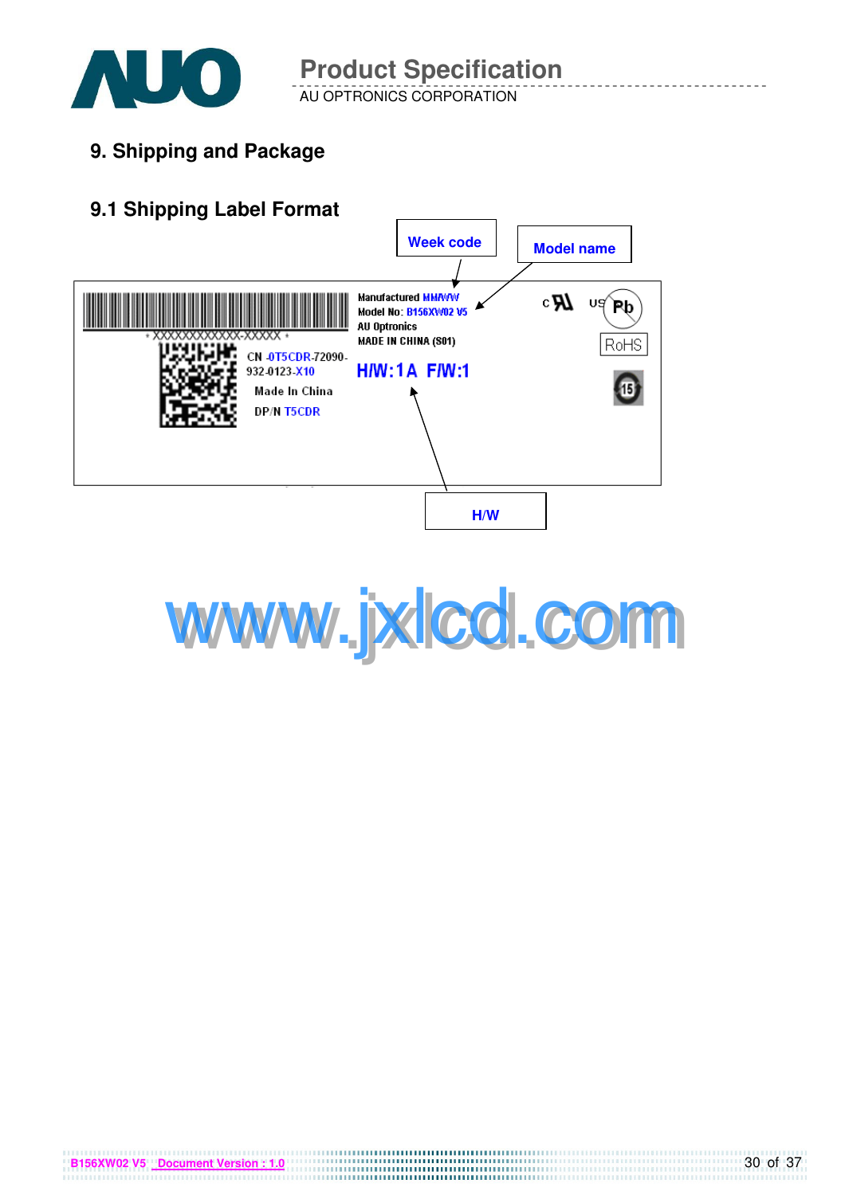# 9. Shipping and Package

## 9.1 Shipping Label Format

Week code

Model name

Manufactured MM/WW
Model No: B156XW02 V5
AU Optronics
MADE IN CHINA (S01)

CN -0T5CDR-72090-932-0123-X10
Made In China
DP/N T5CDR

H/W:1A F/W:1

H/W

www.jxlcd.com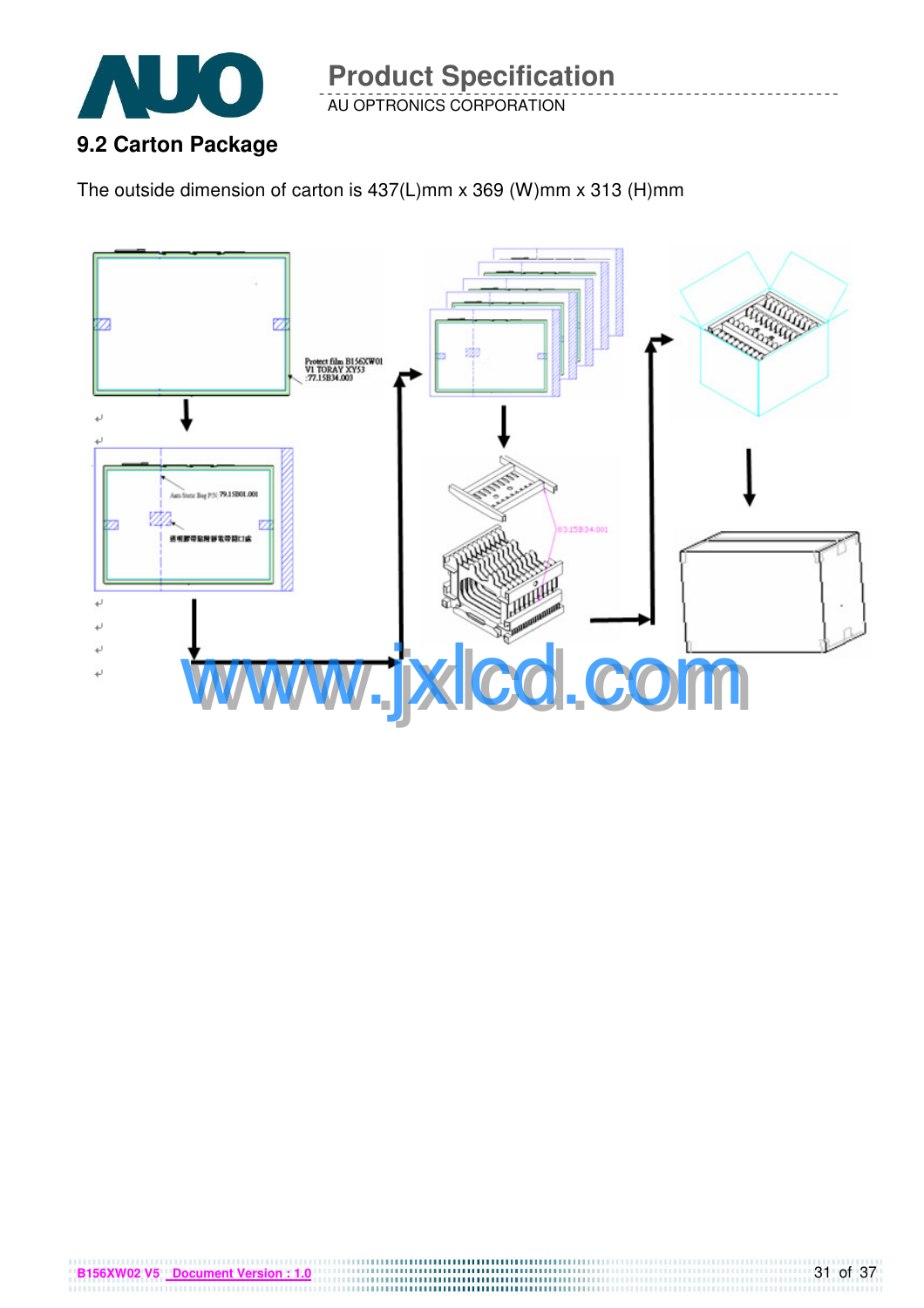## 9.2 Carton Package

The outside dimension of carton is 437(L)mm x 369 (W)mm x 313 (H)mm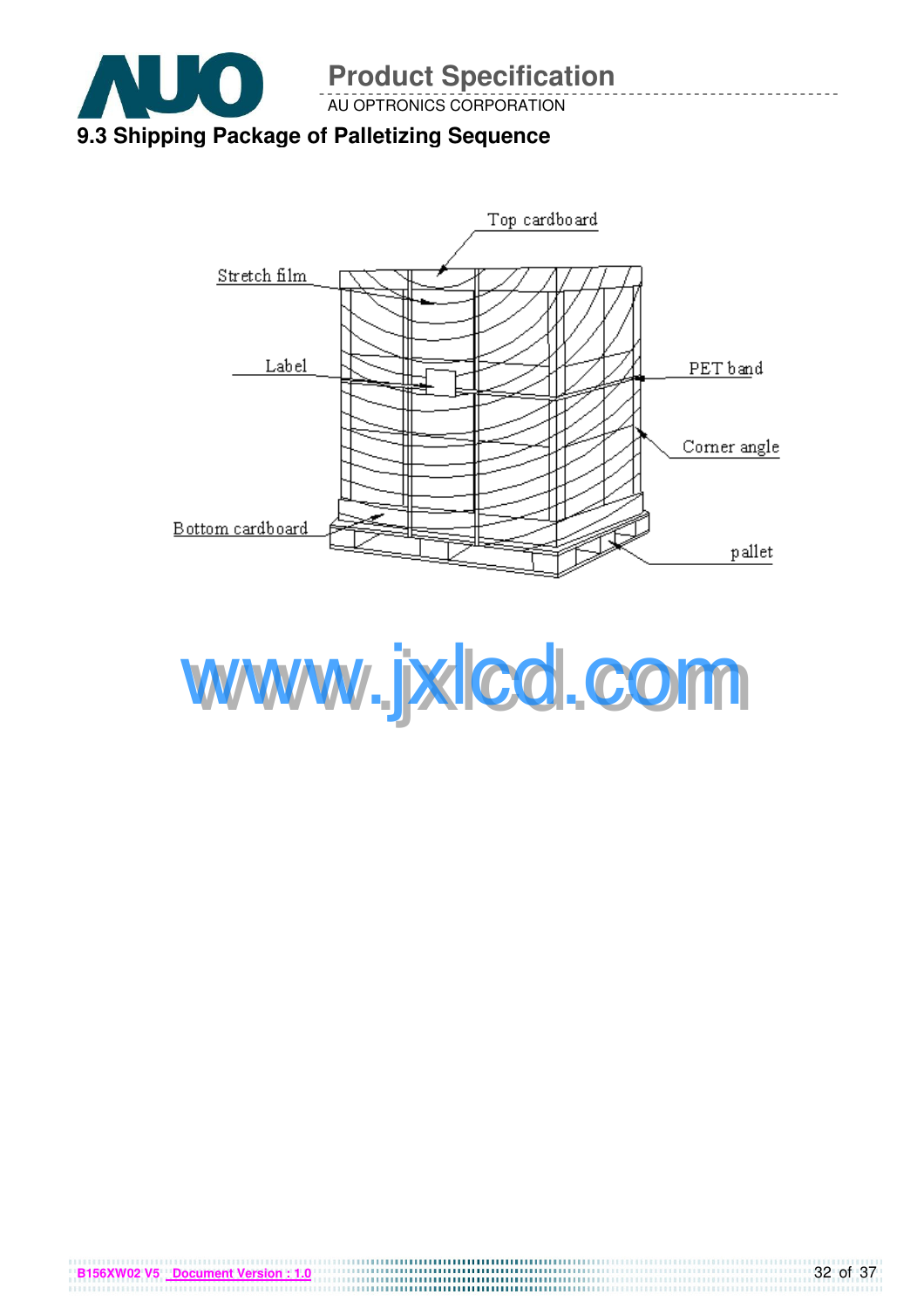### 9.3 Shipping Package of Palletizing Sequence

Top cardboard

Stretch film

Label

PET band

Corner angle

Bottom cardboard

pallet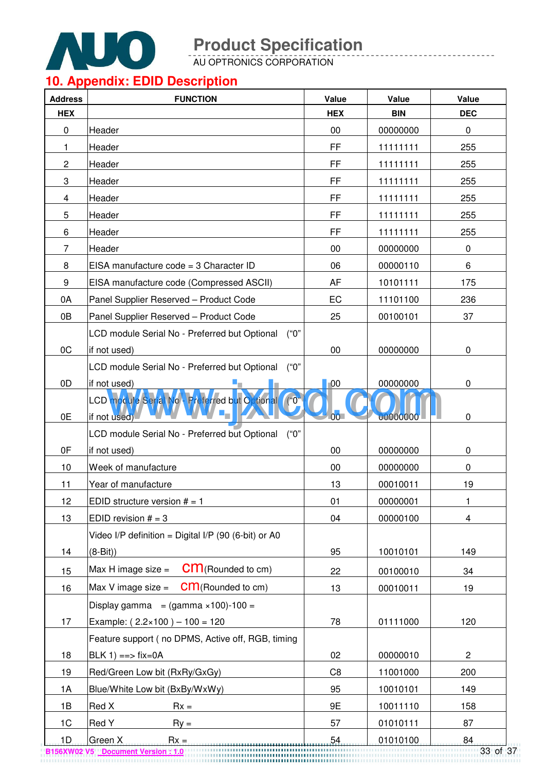## 10. Appendix: EDID Description

| Address HEX | FUNCTION | Value HEX | Value BIN | Value DEC |
|---|---|---|---|---|
| 0 | Header | 00 | 00000000 | 0 |
| 1 | Header | FF | 11111111 | 255 |
| 2 | Header | FF | 11111111 | 255 |
| 3 | Header | FF | 11111111 | 255 |
| 4 | Header | FF | 11111111 | 255 |
| 5 | Header | FF | 11111111 | 255 |
| 6 | Header | FF | 11111111 | 255 |
| 7 | Header | 00 | 00000000 | 0 |
| 8 | EISA manufacture code = 3 Character ID | 06 | 00000110 | 6 |
| 9 | EISA manufacture code (Compressed ASCII) | AF | 10101111 | 175 |
| 0A | Panel Supplier Reserved – Product Code | EC | 11101100 | 236 |
| 0B | Panel Supplier Reserved – Product Code | 25 | 00100101 | 37 |
| 0C | LCD module Serial No - Preferred but Optional ("0" if not used) | 00 | 00000000 | 0 |
| 0D | LCD module Serial No - Preferred but Optional ("0" if not used) | 00 | 00000000 | 0 |
| 0E | LCD module Serial No - Preferred but Optional ("0" if not used) | 00 | 00000000 | 0 |
| 0F | LCD module Serial No - Preferred but Optional ("0" if not used) | 00 | 00000000 | 0 |
| 10 | Week of manufacture | 00 | 00000000 | 0 |
| 11 | Year of manufacture | 13 | 00010011 | 19 |
| 12 | EDID structure version # = 1 | 01 | 00000001 | 1 |
| 13 | EDID revision # = 3 | 04 | 00000100 | 4 |
| 14 | Video I/P definition = Digital I/P (90 (6-bit) or A0 (8-Bit)) | 95 | 10010101 | 149 |
| 15 | Max H image size = cm(Rounded to cm) | 22 | 00100010 | 34 |
| 16 | Max V image size = cm(Rounded to cm) | 13 | 00010011 | 19 |
| 17 | Display gamma = (gamma ×100)-100 = Example: ( 2.2×100 ) – 100 = 120 | 78 | 01111000 | 120 |
| 18 | Feature support ( no DPMS, Active off, RGB, timing BLK 1) ==> fix=0A | 02 | 00000010 | 2 |
| 19 | Red/Green Low bit (RxRy/GxGy) | C8 | 11001000 | 200 |
| 1A | Blue/White Low bit (BxBy/WxWy) | 95 | 10010101 | 149 |
| 1B | Red X Rx = | 9E | 10011110 | 158 |
| 1C | Red Y Ry = | 57 | 01010111 | 87 |
| 1D | Green X Rx = | 54 | 01010100 | 84 |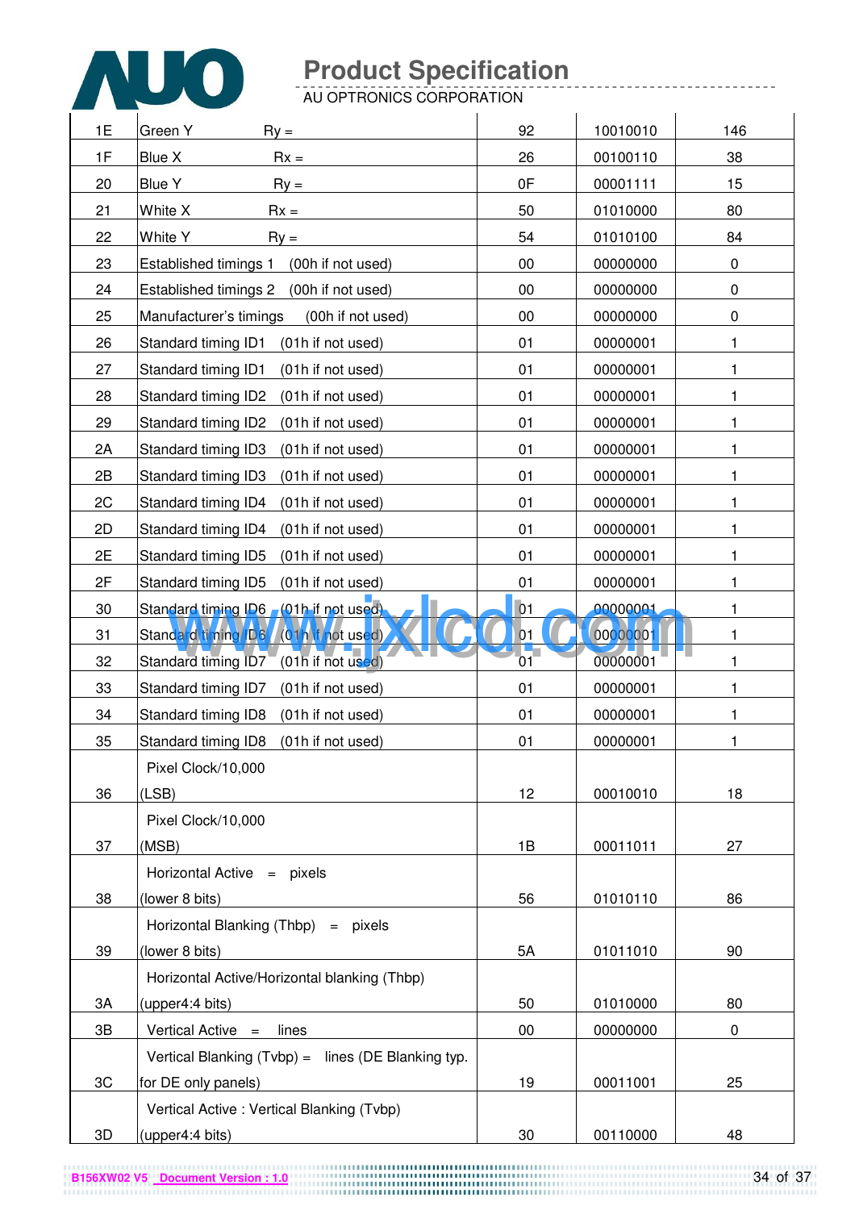| 1E | Green Y Ry = | 92 | 10010010 | 146 |
|---|---|---|---|---|
| 1F | Blue X Rx = | 26 | 00100110 | 38 |
| 20 | Blue Y Ry = | 0F | 00001111 | 15 |
| 21 | White X Rx = | 50 | 01010000 | 80 |
| 22 | White Y Ry = | 54 | 01010100 | 84 |
| 23 | Established timings 1 (00h if not used) | 00 | 00000000 | 0 |
| 24 | Established timings 2 (00h if not used) | 00 | 00000000 | 0 |
| 25 | Manufacturer's timings (00h if not used) | 00 | 00000000 | 0 |
| 26 | Standard timing ID1 (01h if not used) | 01 | 00000001 | 1 |
| 27 | Standard timing ID1 (01h if not used) | 01 | 00000001 | 1 |
| 28 | Standard timing ID2 (01h if not used) | 01 | 00000001 | 1 |
| 29 | Standard timing ID2 (01h if not used) | 01 | 00000001 | 1 |
| 2A | Standard timing ID3 (01h if not used) | 01 | 00000001 | 1 |
| 2B | Standard timing ID3 (01h if not used) | 01 | 00000001 | 1 |
| 2C | Standard timing ID4 (01h if not used) | 01 | 00000001 | 1 |
| 2D | Standard timing ID4 (01h if not used) | 01 | 00000001 | 1 |
| 2E | Standard timing ID5 (01h if not used) | 01 | 00000001 | 1 |
| 2F | Standard timing ID5 (01h if not used) | 01 | 00000001 | 1 |
| 30 | Standard timing ID6 (01h if not used) | 01 | 00000001 | 1 |
| 31 | Standard timing ID6 (01h if not used) | 01 | 00000001 | 1 |
| 32 | Standard timing ID7 (01h if not used) | 01 | 00000001 | 1 |
| 33 | Standard timing ID7 (01h if not used) | 01 | 00000001 | 1 |
| 34 | Standard timing ID8 (01h if not used) | 01 | 00000001 | 1 |
| 35 | Standard timing ID8 (01h if not used) | 01 | 00000001 | 1 |
| 36 | Pixel Clock/10,000 (LSB) | 12 | 00010010 | 18 |
| 37 | Pixel Clock/10,000 (MSB) | 1B | 00011011 | 27 |
| 38 | Horizontal Active = pixels (lower 8 bits) | 56 | 01010110 | 86 |
| 39 | Horizontal Blanking (Thbp) = pixels (lower 8 bits) | 5A | 01011010 | 90 |
| 3A | Horizontal Active/Horizontal blanking (Thbp) (upper4:4 bits) | 50 | 01010000 | 80 |
| 3B | Vertical Active = lines | 00 | 00000000 | 0 |
| 3C | Vertical Blanking (Tvbp) = lines (DE Blanking typ. for DE only panels) | 19 | 00011001 | 25 |
| 3D | Vertical Active : Vertical Blanking (Tvbp) (upper4:4 bits) | 30 | 00110000 | 48 |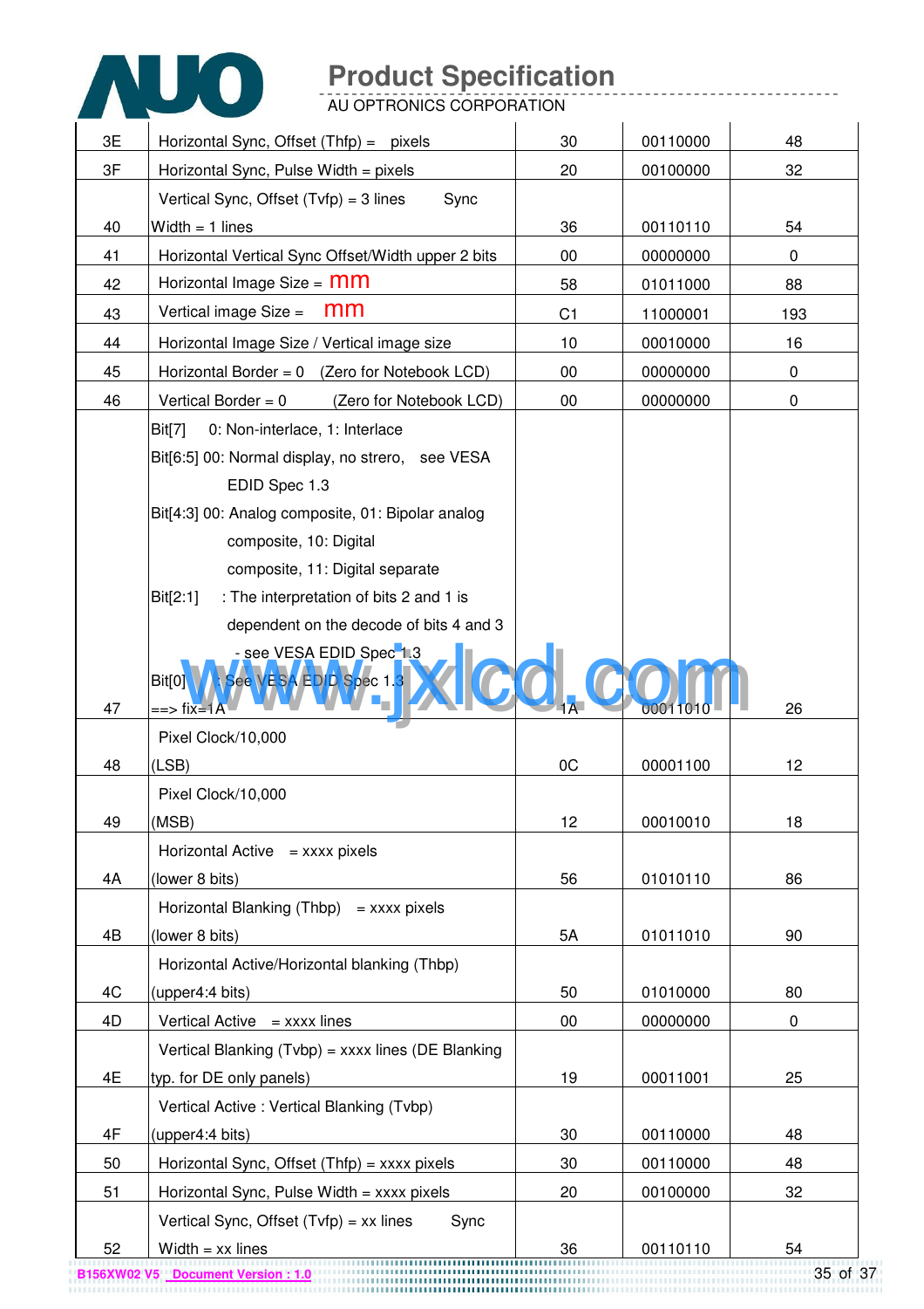| 3E | Horizontal Sync, Offset (Thfp) = pixels | 30 | 00110000 | 48 |
|---|---|---|---|---|
| 3F | Horizontal Sync, Pulse Width = pixels | 20 | 00100000 | 32 |
| 40 | Vertical Sync, Offset (Tvfp) = 3 lines Sync Width = 1 lines | 36 | 00110110 | 54 |
| 41 | Horizontal Vertical Sync Offset/Width upper 2 bits | 00 | 00000000 | 0 |
| 42 | Horizontal Image Size = mm | 58 | 01011000 | 88 |
| 43 | Vertical image Size = mm | C1 | 11000001 | 193 |
| 44 | Horizontal Image Size / Vertical image size | 10 | 00010000 | 16 |
| 45 | Horizontal Border = 0 (Zero for Notebook LCD) | 00 | 00000000 | 0 |
| 46 | Vertical Border = 0 (Zero for Notebook LCD) | 00 | 00000000 | 0 |
| 47 | Bit[7] 0: Non-interlace, 1: Interlace<br>Bit[6:5] 00: Normal display, no strero, see VESA EDID Spec 1.3<br>Bit[4:3] 00: Analog composite, 01: Bipolar analog composite, 10: Digital composite, 11: Digital separate<br>Bit[2:1] : The interpretation of bits 2 and 1 is dependent on the decode of bits 4 and 3 - see VESA EDID Spec 1.3<br>Bit[0] : See VESA EDID Spec 1.3<br>==> fix=1A | 1A | 00011010 | 26 |
| 48 | Pixel Clock/10,000 (LSB) | 0C | 00001100 | 12 |
| 49 | Pixel Clock/10,000 (MSB) | 12 | 00010010 | 18 |
| 4A | Horizontal Active = xxxx pixels (lower 8 bits) | 56 | 01010110 | 86 |
| 4B | Horizontal Blanking (Thbp) = xxxx pixels (lower 8 bits) | 5A | 01011010 | 90 |
| 4C | Horizontal Active/Horizontal blanking (Thbp) (upper4:4 bits) | 50 | 01010000 | 80 |
| 4D | Vertical Active = xxxx lines | 00 | 00000000 | 0 |
| 4E | Vertical Blanking (Tvbp) = xxxx lines (DE Blanking typ. for DE only panels) | 19 | 00011001 | 25 |
| 4F | Vertical Active : Vertical Blanking (Tvbp) (upper4:4 bits) | 30 | 00110000 | 48 |
| 50 | Horizontal Sync, Offset (Thfp) = xxxx pixels | 30 | 00110000 | 48 |
| 51 | Horizontal Sync, Pulse Width = xxxx pixels | 20 | 00100000 | 32 |
| 52 | Vertical Sync, Offset (Tvfp) = xx lines Sync Width = xx lines | 36 | 00110110 | 54 |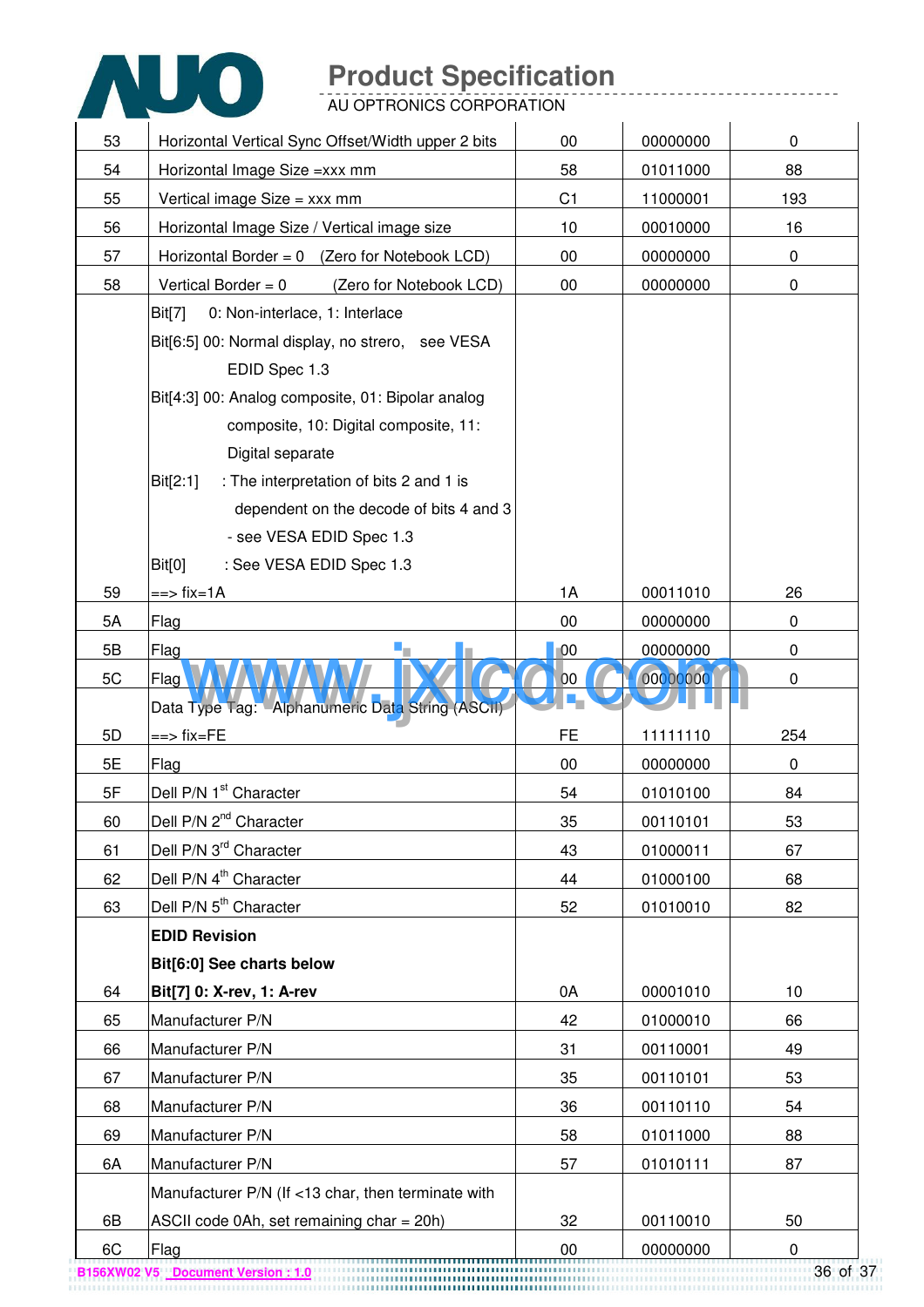| | | | | |
|---|---|---|---|---|
| 53 | Horizontal Vertical Sync Offset/Width upper 2 bits | 00 | 00000000 | 0 |
| 54 | Horizontal Image Size =xxx mm | 58 | 01011000 | 88 |
| 55 | Vertical image Size = xxx mm | C1 | 11000001 | 193 |
| 56 | Horizontal Image Size / Vertical image size | 10 | 00010000 | 16 |
| 57 | Horizontal Border = 0 (Zero for Notebook LCD) | 00 | 00000000 | 0 |
| 58 | Vertical Border = 0 (Zero for Notebook LCD) | 00 | 00000000 | 0 |
| 59 | Bit[7] 0: Non-interlace, 1: Interlace<br>Bit[6:5] 00: Normal display, no strero, see VESA EDID Spec 1.3<br>Bit[4:3] 00: Analog composite, 01: Bipolar analog composite, 10: Digital composite, 11: Digital separate<br>Bit[2:1] : The interpretation of bits 2 and 1 is dependent on the decode of bits 4 and 3 - see VESA EDID Spec 1.3<br>Bit[0] : See VESA EDID Spec 1.3<br>==> fix=1A | 1A | 00011010 | 26 |
| 5A | Flag | 00 | 00000000 | 0 |
| 5B | Flag | 00 | 00000000 | 0 |
| 5C | Flag | 00 | 00000000 | 0 |
| 5D | Data Type Tag: Alphanumeric Data String (ASCII)<br>==> fix=FE | FE | 11111110 | 254 |
| 5E | Flag | 00 | 00000000 | 0 |
| 5F | Dell P/N 1st Character | 54 | 01010100 | 84 |
| 60 | Dell P/N 2nd Character | 35 | 00110101 | 53 |
| 61 | Dell P/N 3rd Character | 43 | 01000011 | 67 |
| 62 | Dell P/N 4th Character | 44 | 01000100 | 68 |
| 63 | Dell P/N 5th Character | 52 | 01010010 | 82 |
| 64 | **EDID Revision**<br>**Bit[6:0] See charts below**<br>**Bit[7] 0: X-rev, 1: A-rev** | 0A | 00001010 | 10 |
| 65 | Manufacturer P/N | 42 | 01000010 | 66 |
| 66 | Manufacturer P/N | 31 | 00110001 | 49 |
| 67 | Manufacturer P/N | 35 | 00110101 | 53 |
| 68 | Manufacturer P/N | 36 | 00110110 | 54 |
| 69 | Manufacturer P/N | 58 | 01011000 | 88 |
| 6A | Manufacturer P/N | 57 | 01010111 | 87 |
| 6B | Manufacturer P/N (If <13 char, then terminate with ASCII code 0Ah, set remaining char = 20h) | 32 | 00110010 | 50 |
| 6C | Flag | 00 | 00000000 | 0 |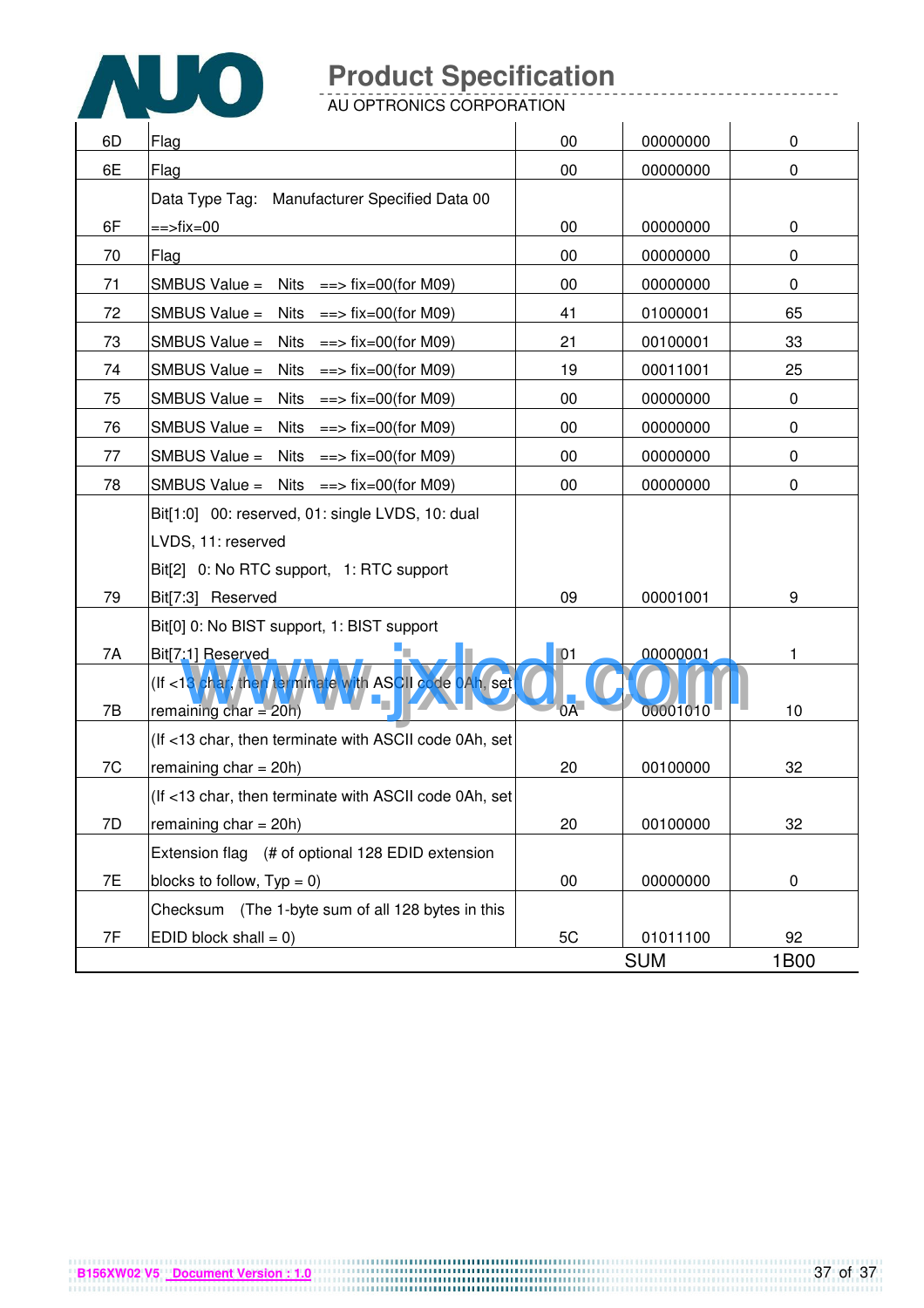| | | | | |
|---|---|---|---|---|
| 6D | Flag | 00 | 00000000 | 0 |
| 6E | Flag | 00 | 00000000 | 0 |
| 6F | Data Type Tag: Manufacturer Specified Data 00 ==>fix=00 | 00 | 00000000 | 0 |
| 70 | Flag | 00 | 00000000 | 0 |
| 71 | SMBUS Value = Nits ==> fix=00(for M09) | 00 | 00000000 | 0 |
| 72 | SMBUS Value = Nits ==> fix=00(for M09) | 41 | 01000001 | 65 |
| 73 | SMBUS Value = Nits ==> fix=00(for M09) | 21 | 00100001 | 33 |
| 74 | SMBUS Value = Nits ==> fix=00(for M09) | 19 | 00011001 | 25 |
| 75 | SMBUS Value = Nits ==> fix=00(for M09) | 00 | 00000000 | 0 |
| 76 | SMBUS Value = Nits ==> fix=00(for M09) | 00 | 00000000 | 0 |
| 77 | SMBUS Value = Nits ==> fix=00(for M09) | 00 | 00000000 | 0 |
| 78 | SMBUS Value = Nits ==> fix=00(for M09) | 00 | 00000000 | 0 |
| 79 | Bit[1:0] 00: reserved, 01: single LVDS, 10: dual LVDS, 11: reserved<br>Bit[2] 0: No RTC support, 1: RTC support<br>Bit[7:3] Reserved | 09 | 00001001 | 9 |
| 7A | Bit[0] 0: No BIST support, 1: BIST support<br>Bit[7:1] Reserved | 01 | 00000001 | 1 |
| 7B | (If <13 char, then terminate with ASCII code 0Ah, set remaining char = 20h) | 0A | 00001010 | 10 |
| 7C | (If <13 char, then terminate with ASCII code 0Ah, set remaining char = 20h) | 20 | 00100000 | 32 |
| 7D | (If <13 char, then terminate with ASCII code 0Ah, set remaining char = 20h) | 20 | 00100000 | 32 |
| 7E | Extension flag (# of optional 128 EDID extension blocks to follow, Typ = 0) | 00 | 00000000 | 0 |
| 7F | Checksum (The 1-byte sum of all 128 bytes in this EDID block shall = 0) | 5C | 01011100 | 92 |
| | | | SUM | 1B00 |